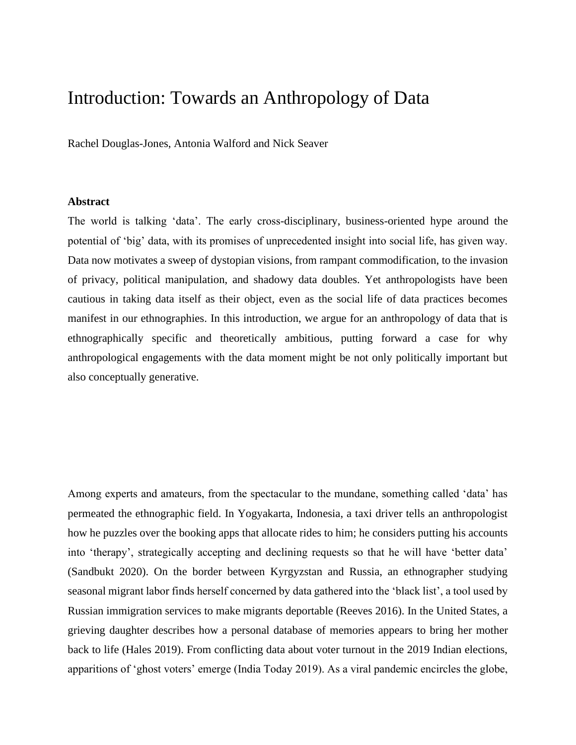# Introduction: Towards an Anthropology of Data

Rachel Douglas-Jones, Antonia Walford and Nick Seaver

**Abstract**

The world is talking 'data'. The early cross-disciplinary, business-oriented hype around the potential of 'big' data, with its promises of unprecedented insight into social life, has given way. Data now motivates a sweep of dystopian visions, from rampant commodification, to the invasion of privacy, political manipulation, and shadowy data doubles. Yet anthropologists have been cautious in taking data itself as their object, even as the social life of data practices becomes manifest in our ethnographies. In this introduction, we argue for an anthropology of data that is ethnographically specific and theoretically ambitious, putting forward a case for why anthropological engagements with the data moment might be not only politically important but also conceptually generative.

Among experts and amateurs, from the spectacular to the mundane, something called 'data' has permeated the ethnographic field. In Yogyakarta, Indonesia, a taxi driver tells an anthropologist how he puzzles over the booking apps that allocate rides to him; he considers putting his accounts into 'therapy', strategically accepting and declining requests so that he will have 'better data' (Sandbukt 2020). On the border between Kyrgyzstan and Russia, an ethnographer studying seasonal migrant labor finds herself concerned by data gathered into the 'black list', a tool used by Russian immigration services to make migrants deportable (Reeves 2016). In the United States, a grieving daughter describes how a personal database of memories appears to bring her mother back to life (Hales 2019). From conflicting data about voter turnout in the 2019 Indian elections, apparitions of 'ghost voters' emerge (India Today 2019). As a viral pandemic encircles the globe,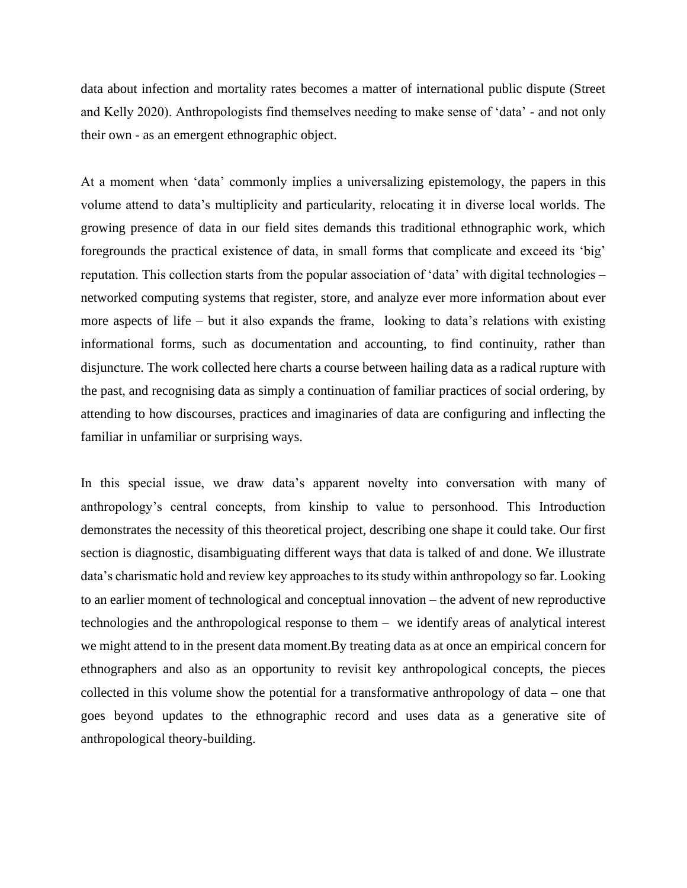data about infection and mortality rates becomes a matter of international public dispute (Street and Kelly 2020). Anthropologists find themselves needing to make sense of 'data' - and not only their own - as an emergent ethnographic object.

At a moment when 'data' commonly implies a universalizing epistemology, the papers in this volume attend to data's multiplicity and particularity, relocating it in diverse local worlds. The growing presence of data in our field sites demands this traditional ethnographic work, which foregrounds the practical existence of data, in small forms that complicate and exceed its 'big' reputation. This collection starts from the popular association of 'data' with digital technologies – networked computing systems that register, store, and analyze ever more information about ever more aspects of life – but it also expands the frame, looking to data's relations with existing informational forms, such as documentation and accounting, to find continuity, rather than disjuncture. The work collected here charts a course between hailing data as a radical rupture with the past, and recognising data as simply a continuation of familiar practices of social ordering, by attending to how discourses, practices and imaginaries of data are configuring and inflecting the familiar in unfamiliar or surprising ways.

In this special issue, we draw data's apparent novelty into conversation with many of anthropology's central concepts, from kinship to value to personhood. This Introduction demonstrates the necessity of this theoretical project, describing one shape it could take. Our first section is diagnostic, disambiguating different ways that data is talked of and done. We illustrate data's charismatic hold and review key approaches to its study within anthropology so far. Looking to an earlier moment of technological and conceptual innovation – the advent of new reproductive technologies and the anthropological response to them – we identify areas of analytical interest we might attend to in the present data moment.By treating data as at once an empirical concern for ethnographers and also as an opportunity to revisit key anthropological concepts, the pieces collected in this volume show the potential for a transformative anthropology of data – one that goes beyond updates to the ethnographic record and uses data as a generative site of anthropological theory-building.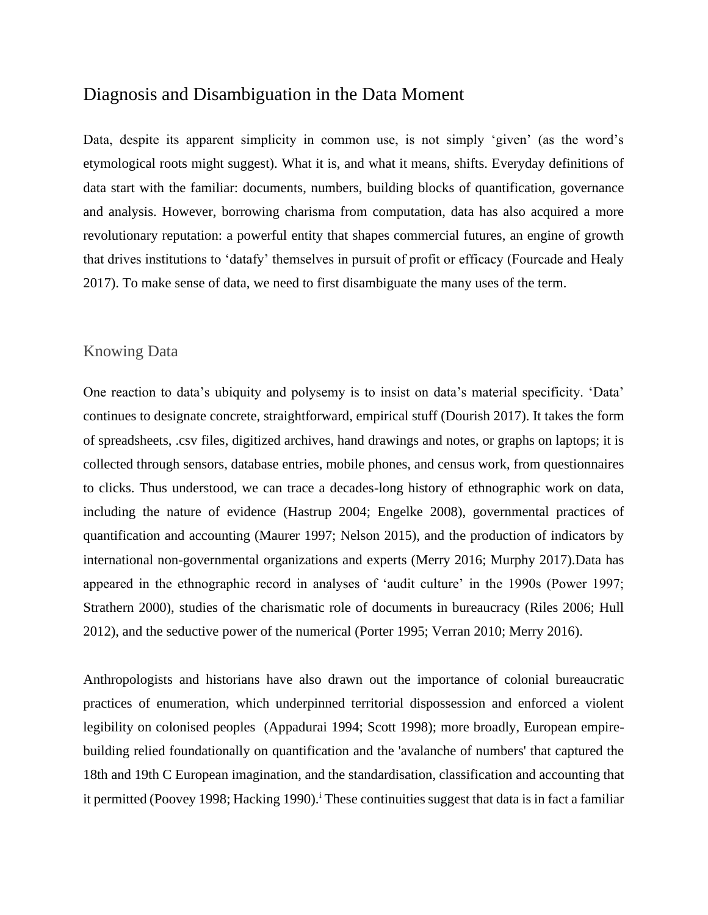# Diagnosis and Disambiguation in the Data Moment

Data, despite its apparent simplicity in common use, is not simply 'given' (as the word's etymological roots might suggest). What it is, and what it means, shifts. Everyday definitions of data start with the familiar: documents, numbers, building blocks of quantification, governance and analysis. However, borrowing charisma from computation, data has also acquired a more revolutionary reputation: a powerful entity that shapes commercial futures, an engine of growth that drives institutions to 'datafy' themselves in pursuit of profit or efficacy (Fourcade and Healy 2017). To make sense of data, we need to first disambiguate the many uses of the term.

## Knowing Data

One reaction to data's ubiquity and polysemy is to insist on data's material specificity. 'Data' continues to designate concrete, straightforward, empirical stuff (Dourish 2017). It takes the form of spreadsheets, .csv files, digitized archives, hand drawings and notes, or graphs on laptops; it is collected through sensors, database entries, mobile phones, and census work, from questionnaires to clicks. Thus understood, we can trace a decades-long history of ethnographic work on data, including the nature of evidence (Hastrup 2004; Engelke 2008), governmental practices of quantification and accounting (Maurer 1997; Nelson 2015), and the production of indicators by international non-governmental organizations and experts (Merry 2016; Murphy 2017).Data has appeared in the ethnographic record in analyses of 'audit culture' in the 1990s (Power 1997; Strathern 2000), studies of the charismatic role of documents in bureaucracy (Riles 2006; Hull 2012), and the seductive power of the numerical (Porter 1995; Verran 2010; Merry 2016).

Anthropologists and historians have also drawn out the importance of colonial bureaucratic practices of enumeration, which underpinned territorial dispossession and enforced a violent legibility on colonised peoples (Appadurai 1994; Scott 1998); more broadly, European empire-building relied foundationally on quantification and the 'avalanche of numbers' that captured the 18th and 19th C European imagination, and the standardisation, classification and accounting that it permitted (Poovey 1998; Hacking 1990).[i] These continuities suggest that data is in fact a familiar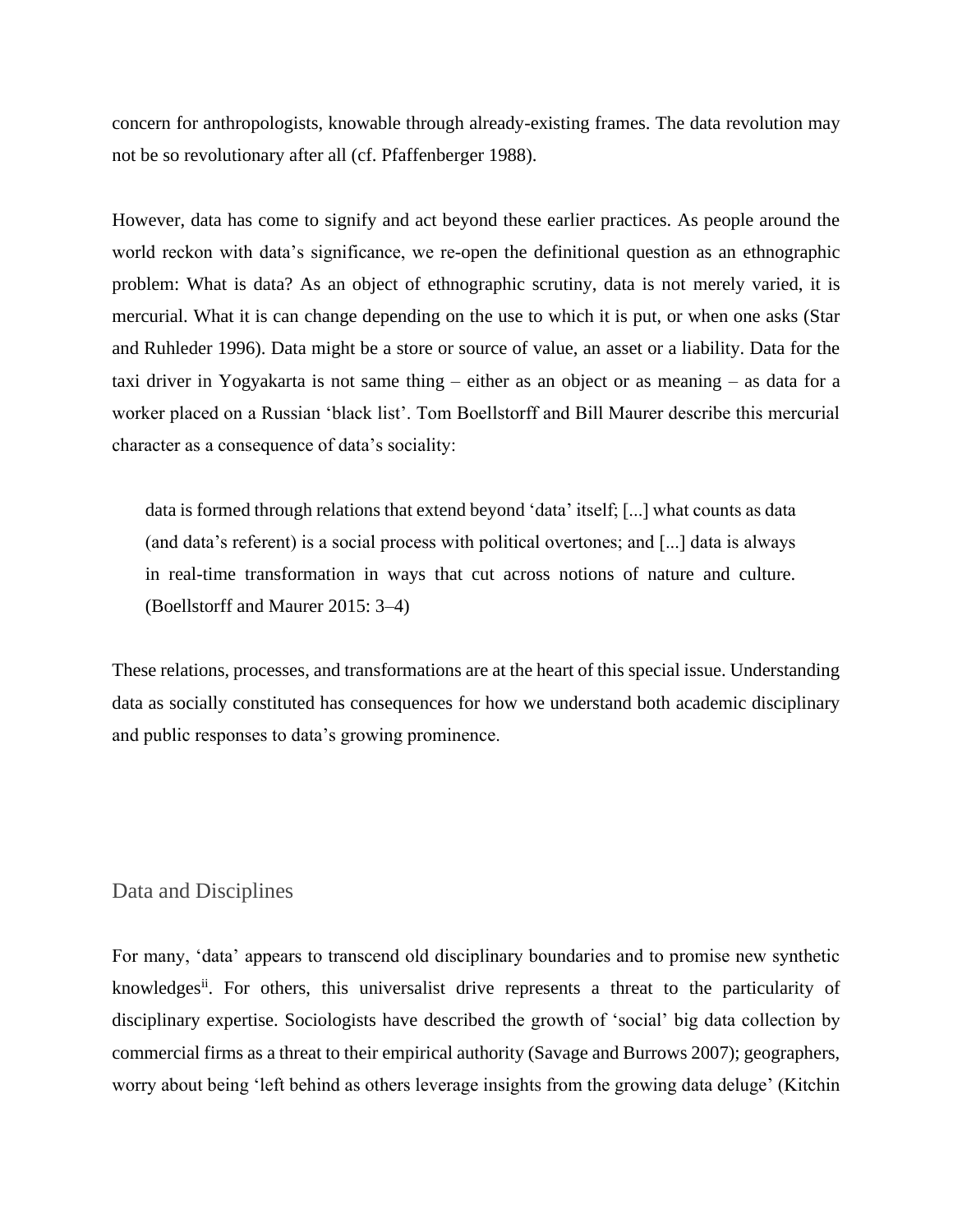concern for anthropologists, knowable through already-existing frames. The data revolution may not be so revolutionary after all (cf. Pfaffenberger 1988).

However, data has come to signify and act beyond these earlier practices. As people around the world reckon with data's significance, we re-open the definitional question as an ethnographic problem: What is data? As an object of ethnographic scrutiny, data is not merely varied, it is mercurial. What it is can change depending on the use to which it is put, or when one asks (Star and Ruhleder 1996). Data might be a store or source of value, an asset or a liability. Data for the taxi driver in Yogyakarta is not same thing – either as an object or as meaning – as data for a worker placed on a Russian 'black list'. Tom Boellstorff and Bill Maurer describe this mercurial character as a consequence of data's sociality:

> data is formed through relations that extend beyond 'data' itself; [...] what counts as data (and data's referent) is a social process with political overtones; and [...] data is always in real-time transformation in ways that cut across notions of nature and culture. (Boellstorff and Maurer 2015: 3–4)

These relations, processes, and transformations are at the heart of this special issue. Understanding data as socially constituted has consequences for how we understand both academic disciplinary and public responses to data's growing prominence.

## Data and Disciplines

For many, 'data' appears to transcend old disciplinary boundaries and to promise new synthetic knowledges[ii]. For others, this universalist drive represents a threat to the particularity of disciplinary expertise. Sociologists have described the growth of 'social' big data collection by commercial firms as a threat to their empirical authority (Savage and Burrows 2007); geographers, worry about being 'left behind as others leverage insights from the growing data deluge' (Kitchin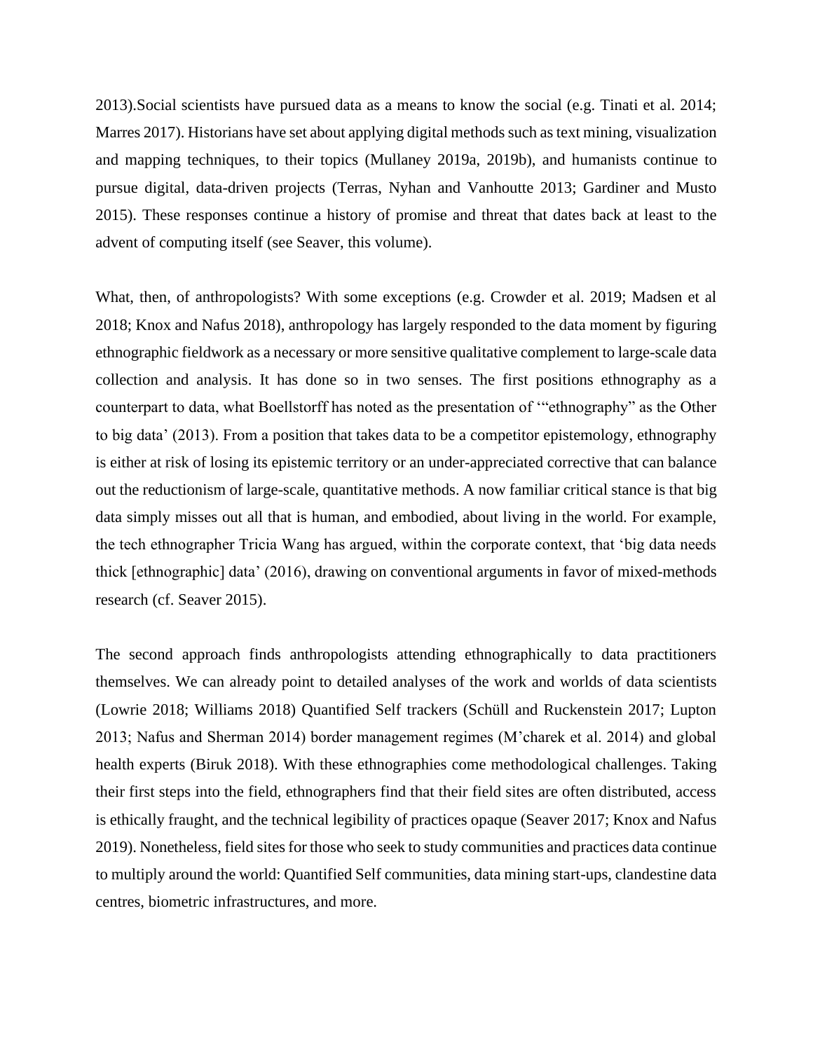2013).Social scientists have pursued data as a means to know the social (e.g. Tinati et al. 2014; Marres 2017). Historians have set about applying digital methods such as text mining, visualization and mapping techniques, to their topics (Mullaney 2019a, 2019b), and humanists continue to pursue digital, data-driven projects (Terras, Nyhan and Vanhoutte 2013; Gardiner and Musto 2015). These responses continue a history of promise and threat that dates back at least to the advent of computing itself (see Seaver, this volume).

What, then, of anthropologists? With some exceptions (e.g. Crowder et al. 2019; Madsen et al 2018; Knox and Nafus 2018), anthropology has largely responded to the data moment by figuring ethnographic fieldwork as a necessary or more sensitive qualitative complement to large-scale data collection and analysis. It has done so in two senses. The first positions ethnography as a counterpart to data, what Boellstorff has noted as the presentation of '"ethnography" as the Other to big data' (2013). From a position that takes data to be a competitor epistemology, ethnography is either at risk of losing its epistemic territory or an under-appreciated corrective that can balance out the reductionism of large-scale, quantitative methods. A now familiar critical stance is that big data simply misses out all that is human, and embodied, about living in the world. For example, the tech ethnographer Tricia Wang has argued, within the corporate context, that 'big data needs thick [ethnographic] data' (2016), drawing on conventional arguments in favor of mixed-methods research (cf. Seaver 2015).

The second approach finds anthropologists attending ethnographically to data practitioners themselves. We can already point to detailed analyses of the work and worlds of data scientists (Lowrie 2018; Williams 2018) Quantified Self trackers (Schüll and Ruckenstein 2017; Lupton 2013; Nafus and Sherman 2014) border management regimes (M'charek et al. 2014) and global health experts (Biruk 2018). With these ethnographies come methodological challenges. Taking their first steps into the field, ethnographers find that their field sites are often distributed, access is ethically fraught, and the technical legibility of practices opaque (Seaver 2017; Knox and Nafus 2019). Nonetheless, field sites for those who seek to study communities and practices data continue to multiply around the world: Quantified Self communities, data mining start-ups, clandestine data centres, biometric infrastructures, and more.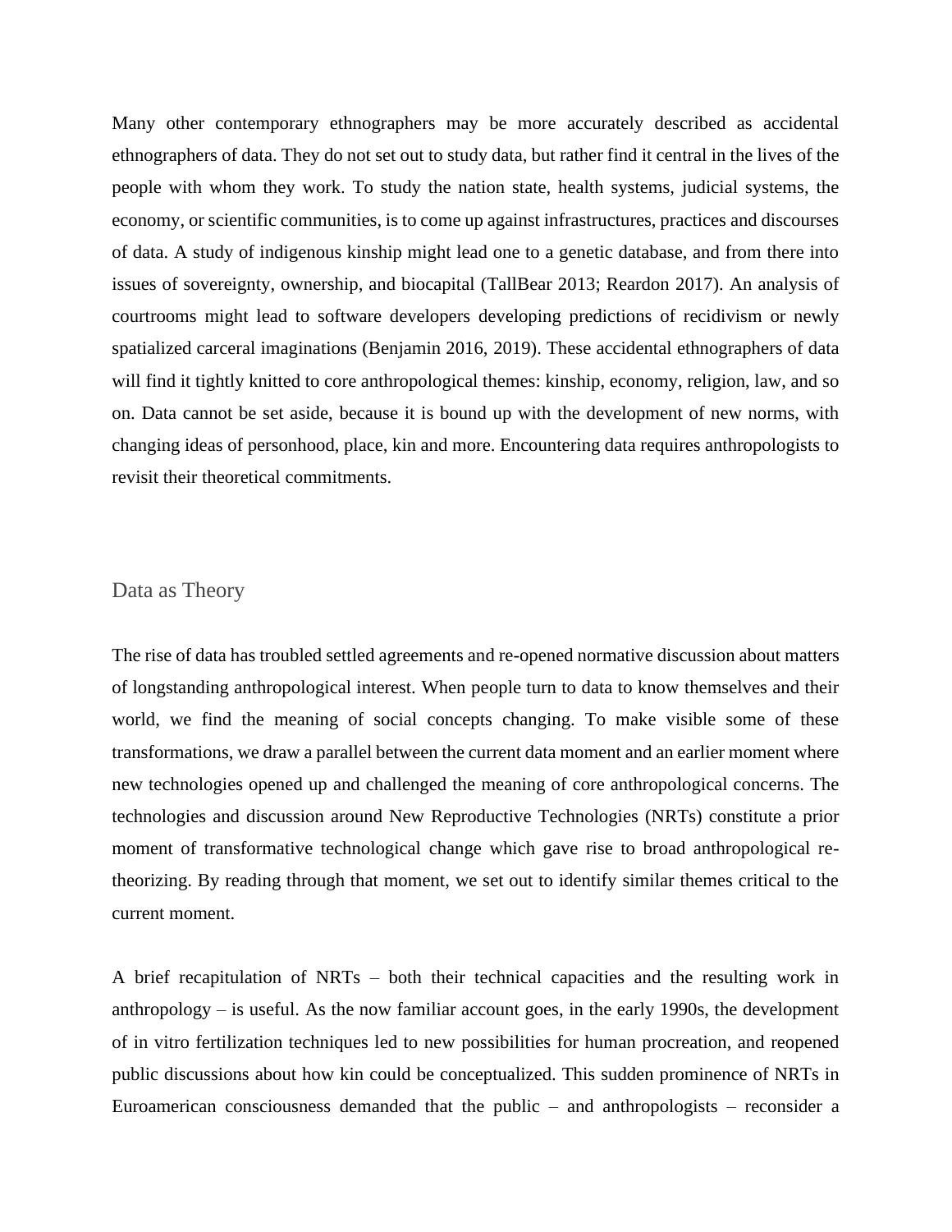Many other contemporary ethnographers may be more accurately described as accidental ethnographers of data. They do not set out to study data, but rather find it central in the lives of the people with whom they work. To study the nation state, health systems, judicial systems, the economy, or scientific communities, is to come up against infrastructures, practices and discourses of data. A study of indigenous kinship might lead one to a genetic database, and from there into issues of sovereignty, ownership, and biocapital (TallBear 2013; Reardon 2017). An analysis of courtrooms might lead to software developers developing predictions of recidivism or newly spatialized carceral imaginations (Benjamin 2016, 2019). These accidental ethnographers of data will find it tightly knitted to core anthropological themes: kinship, economy, religion, law, and so on. Data cannot be set aside, because it is bound up with the development of new norms, with changing ideas of personhood, place, kin and more. Encountering data requires anthropologists to revisit their theoretical commitments.

## Data as Theory

The rise of data has troubled settled agreements and re-opened normative discussion about matters of longstanding anthropological interest. When people turn to data to know themselves and their world, we find the meaning of social concepts changing. To make visible some of these transformations, we draw a parallel between the current data moment and an earlier moment where new technologies opened up and challenged the meaning of core anthropological concerns. The technologies and discussion around New Reproductive Technologies (NRTs) constitute a prior moment of transformative technological change which gave rise to broad anthropological re-theorizing. By reading through that moment, we set out to identify similar themes critical to the current moment.

A brief recapitulation of NRTs – both their technical capacities and the resulting work in anthropology – is useful. As the now familiar account goes, in the early 1990s, the development of in vitro fertilization techniques led to new possibilities for human procreation, and reopened public discussions about how kin could be conceptualized. This sudden prominence of NRTs in Euroamerican consciousness demanded that the public – and anthropologists – reconsider a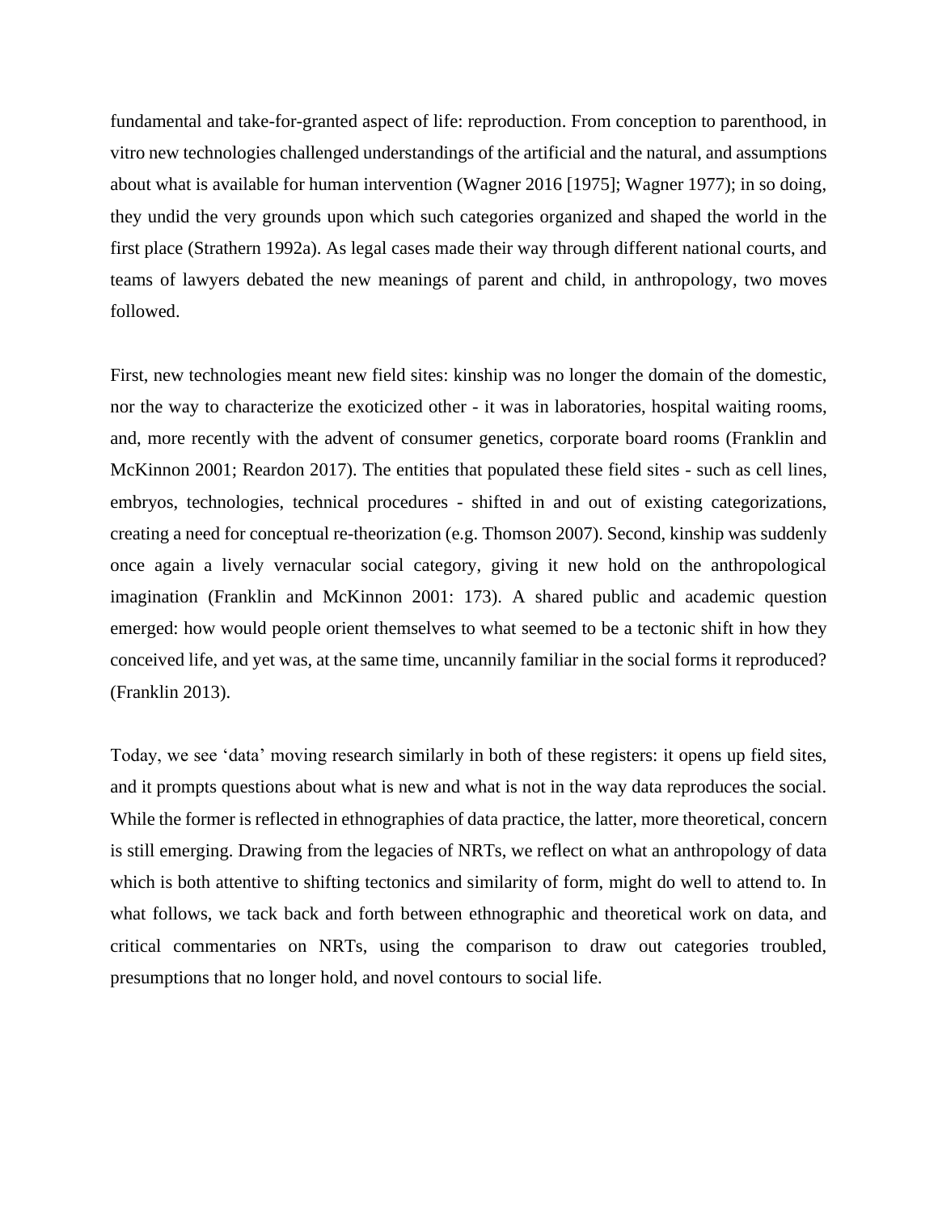fundamental and take-for-granted aspect of life: reproduction. From conception to parenthood, in vitro new technologies challenged understandings of the artificial and the natural, and assumptions about what is available for human intervention (Wagner 2016 [1975]; Wagner 1977); in so doing, they undid the very grounds upon which such categories organized and shaped the world in the first place (Strathern 1992a). As legal cases made their way through different national courts, and teams of lawyers debated the new meanings of parent and child, in anthropology, two moves followed.

First, new technologies meant new field sites: kinship was no longer the domain of the domestic, nor the way to characterize the exoticized other - it was in laboratories, hospital waiting rooms, and, more recently with the advent of consumer genetics, corporate board rooms (Franklin and McKinnon 2001; Reardon 2017). The entities that populated these field sites - such as cell lines, embryos, technologies, technical procedures - shifted in and out of existing categorizations, creating a need for conceptual re-theorization (e.g. Thomson 2007). Second, kinship was suddenly once again a lively vernacular social category, giving it new hold on the anthropological imagination (Franklin and McKinnon 2001: 173). A shared public and academic question emerged: how would people orient themselves to what seemed to be a tectonic shift in how they conceived life, and yet was, at the same time, uncannily familiar in the social forms it reproduced? (Franklin 2013).

Today, we see 'data' moving research similarly in both of these registers: it opens up field sites, and it prompts questions about what is new and what is not in the way data reproduces the social. While the former is reflected in ethnographies of data practice, the latter, more theoretical, concern is still emerging. Drawing from the legacies of NRTs, we reflect on what an anthropology of data which is both attentive to shifting tectonics and similarity of form, might do well to attend to. In what follows, we tack back and forth between ethnographic and theoretical work on data, and critical commentaries on NRTs, using the comparison to draw out categories troubled, presumptions that no longer hold, and novel contours to social life.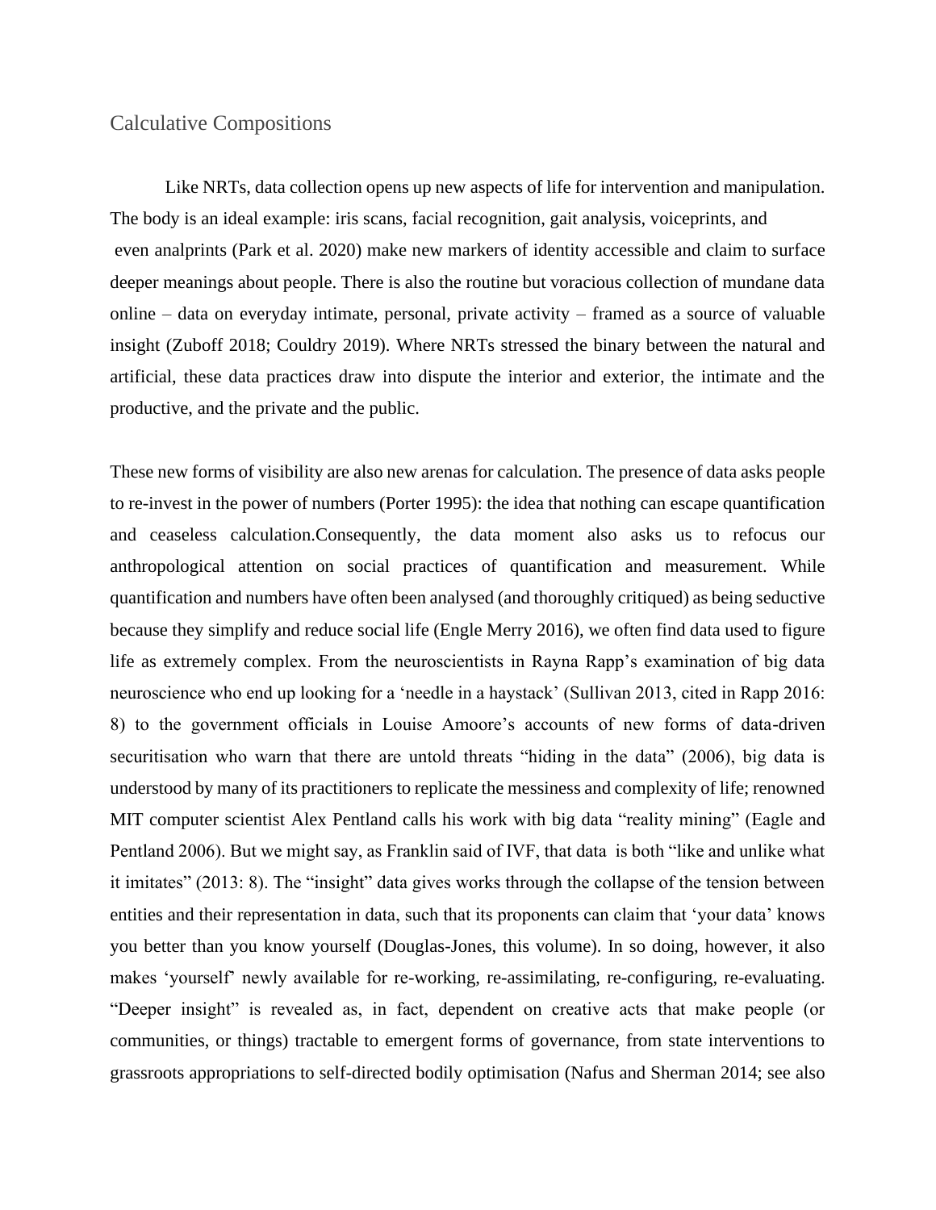## Calculative Compositions

Like NRTs, data collection opens up new aspects of life for intervention and manipulation. The body is an ideal example: iris scans, facial recognition, gait analysis, voiceprints, and even analprints (Park et al. 2020) make new markers of identity accessible and claim to surface deeper meanings about people. There is also the routine but voracious collection of mundane data online – data on everyday intimate, personal, private activity – framed as a source of valuable insight (Zuboff 2018; Couldry 2019). Where NRTs stressed the binary between the natural and artificial, these data practices draw into dispute the interior and exterior, the intimate and the productive, and the private and the public.

These new forms of visibility are also new arenas for calculation. The presence of data asks people to re-invest in the power of numbers (Porter 1995): the idea that nothing can escape quantification and ceaseless calculation.Consequently, the data moment also asks us to refocus our anthropological attention on social practices of quantification and measurement. While quantification and numbers have often been analysed (and thoroughly critiqued) as being seductive because they simplify and reduce social life (Engle Merry 2016), we often find data used to figure life as extremely complex. From the neuroscientists in Rayna Rapp's examination of big data neuroscience who end up looking for a 'needle in a haystack' (Sullivan 2013, cited in Rapp 2016: 8) to the government officials in Louise Amoore's accounts of new forms of data-driven securitisation who warn that there are untold threats "hiding in the data" (2006), big data is understood by many of its practitioners to replicate the messiness and complexity of life; renowned MIT computer scientist Alex Pentland calls his work with big data "reality mining" (Eagle and Pentland 2006). But we might say, as Franklin said of IVF, that data is both "like and unlike what it imitates" (2013: 8). The "insight" data gives works through the collapse of the tension between entities and their representation in data, such that its proponents can claim that 'your data' knows you better than you know yourself (Douglas-Jones, this volume). In so doing, however, it also makes 'yourself' newly available for re-working, re-assimilating, re-configuring, re-evaluating. "Deeper insight" is revealed as, in fact, dependent on creative acts that make people (or communities, or things) tractable to emergent forms of governance, from state interventions to grassroots appropriations to self-directed bodily optimisation (Nafus and Sherman 2014; see also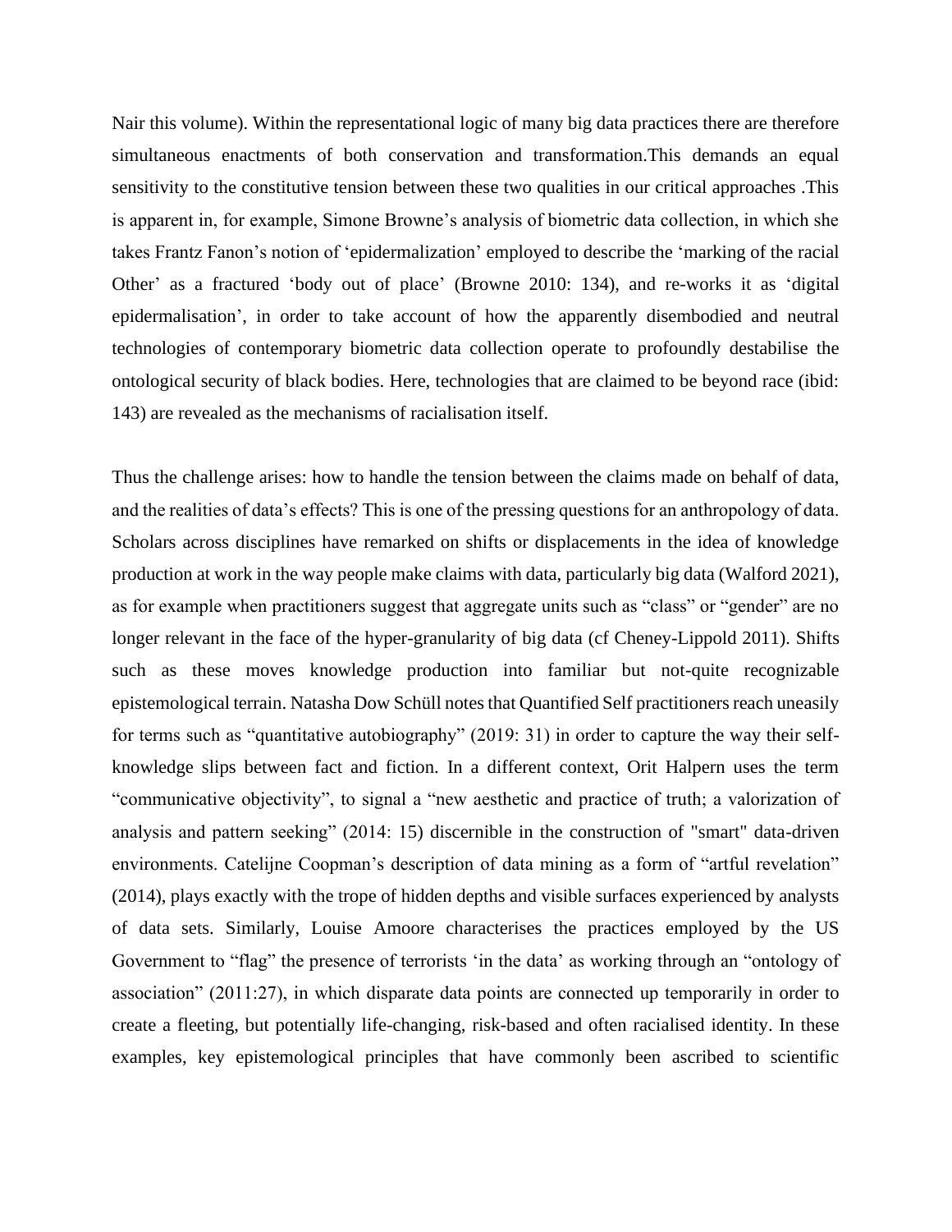Nair this volume). Within the representational logic of many big data practices there are therefore simultaneous enactments of both conservation and transformation.This demands an equal sensitivity to the constitutive tension between these two qualities in our critical approaches .This is apparent in, for example, Simone Browne's analysis of biometric data collection, in which she takes Frantz Fanon's notion of 'epidermalization' employed to describe the 'marking of the racial Other' as a fractured 'body out of place' (Browne 2010: 134), and re-works it as 'digital epidermalisation', in order to take account of how the apparently disembodied and neutral technologies of contemporary biometric data collection operate to profoundly destabilise the ontological security of black bodies. Here, technologies that are claimed to be beyond race (ibid: 143) are revealed as the mechanisms of racialisation itself.

Thus the challenge arises: how to handle the tension between the claims made on behalf of data, and the realities of data's effects? This is one of the pressing questions for an anthropology of data. Scholars across disciplines have remarked on shifts or displacements in the idea of knowledge production at work in the way people make claims with data, particularly big data (Walford 2021), as for example when practitioners suggest that aggregate units such as "class" or "gender" are no longer relevant in the face of the hyper-granularity of big data (cf Cheney-Lippold 2011). Shifts such as these moves knowledge production into familiar but not-quite recognizable epistemological terrain. Natasha Dow Schüll notes that Quantified Self practitioners reach uneasily for terms such as "quantitative autobiography" (2019: 31) in order to capture the way their self-knowledge slips between fact and fiction. In a different context, Orit Halpern uses the term "communicative objectivity", to signal a "new aesthetic and practice of truth; a valorization of analysis and pattern seeking" (2014: 15) discernible in the construction of "smart" data-driven environments. Catelijne Coopman's description of data mining as a form of "artful revelation" (2014), plays exactly with the trope of hidden depths and visible surfaces experienced by analysts of data sets. Similarly, Louise Amoore characterises the practices employed by the US Government to "flag" the presence of terrorists 'in the data' as working through an "ontology of association" (2011:27), in which disparate data points are connected up temporarily in order to create a fleeting, but potentially life-changing, risk-based and often racialised identity. In these examples, key epistemological principles that have commonly been ascribed to scientific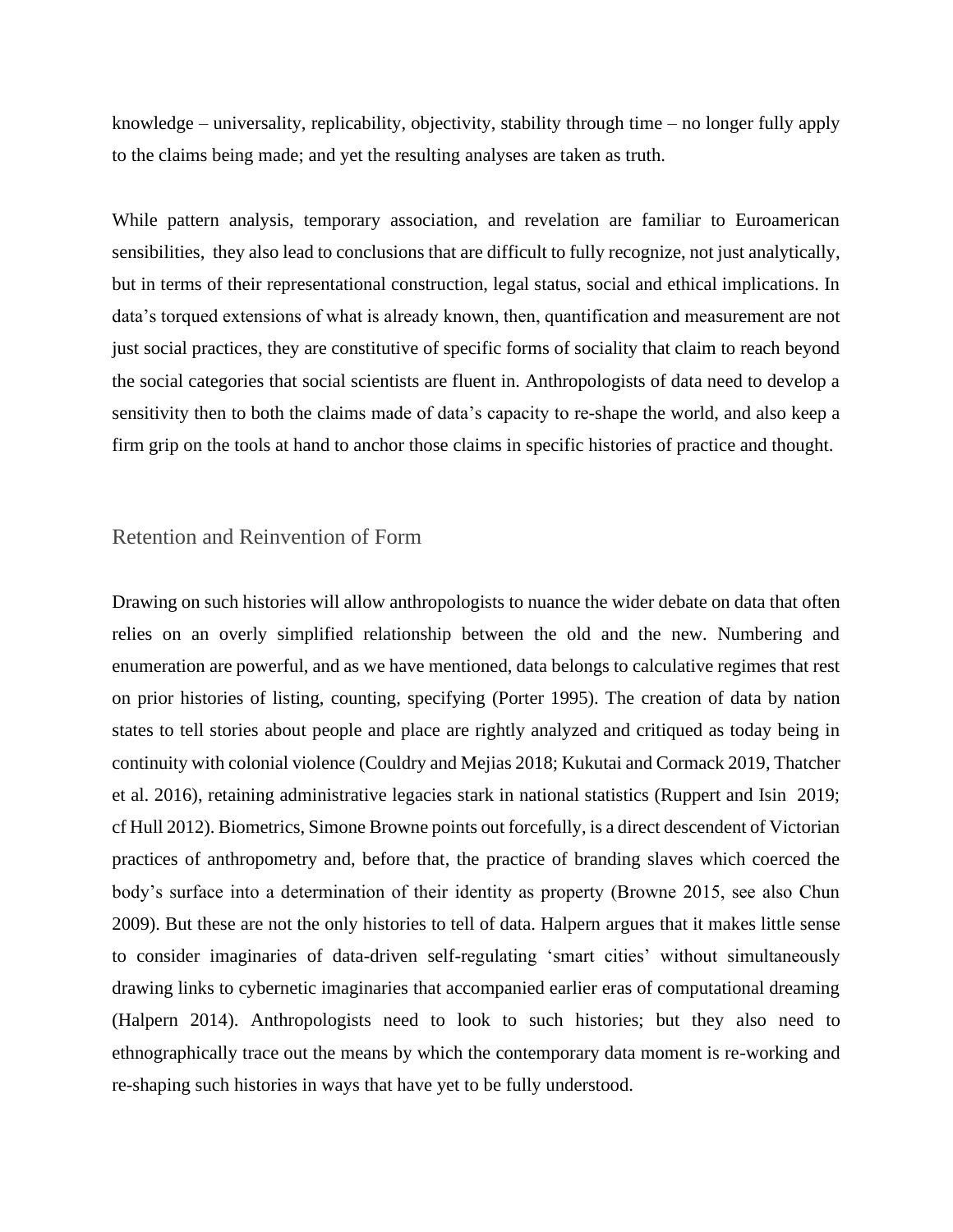knowledge – universality, replicability, objectivity, stability through time – no longer fully apply to the claims being made; and yet the resulting analyses are taken as truth.

While pattern analysis, temporary association, and revelation are familiar to Euroamerican sensibilities, they also lead to conclusions that are difficult to fully recognize, not just analytically, but in terms of their representational construction, legal status, social and ethical implications. In data's torqued extensions of what is already known, then, quantification and measurement are not just social practices, they are constitutive of specific forms of sociality that claim to reach beyond the social categories that social scientists are fluent in. Anthropologists of data need to develop a sensitivity then to both the claims made of data's capacity to re-shape the world, and also keep a firm grip on the tools at hand to anchor those claims in specific histories of practice and thought.

## Retention and Reinvention of Form

Drawing on such histories will allow anthropologists to nuance the wider debate on data that often relies on an overly simplified relationship between the old and the new. Numbering and enumeration are powerful, and as we have mentioned, data belongs to calculative regimes that rest on prior histories of listing, counting, specifying (Porter 1995). The creation of data by nation states to tell stories about people and place are rightly analyzed and critiqued as today being in continuity with colonial violence (Couldry and Mejias 2018; Kukutai and Cormack 2019, Thatcher et al. 2016), retaining administrative legacies stark in national statistics (Ruppert and Isin 2019; cf Hull 2012). Biometrics, Simone Browne points out forcefully, is a direct descendent of Victorian practices of anthropometry and, before that, the practice of branding slaves which coerced the body's surface into a determination of their identity as property (Browne 2015, see also Chun 2009). But these are not the only histories to tell of data. Halpern argues that it makes little sense to consider imaginaries of data-driven self-regulating 'smart cities' without simultaneously drawing links to cybernetic imaginaries that accompanied earlier eras of computational dreaming (Halpern 2014). Anthropologists need to look to such histories; but they also need to ethnographically trace out the means by which the contemporary data moment is re-working and re-shaping such histories in ways that have yet to be fully understood.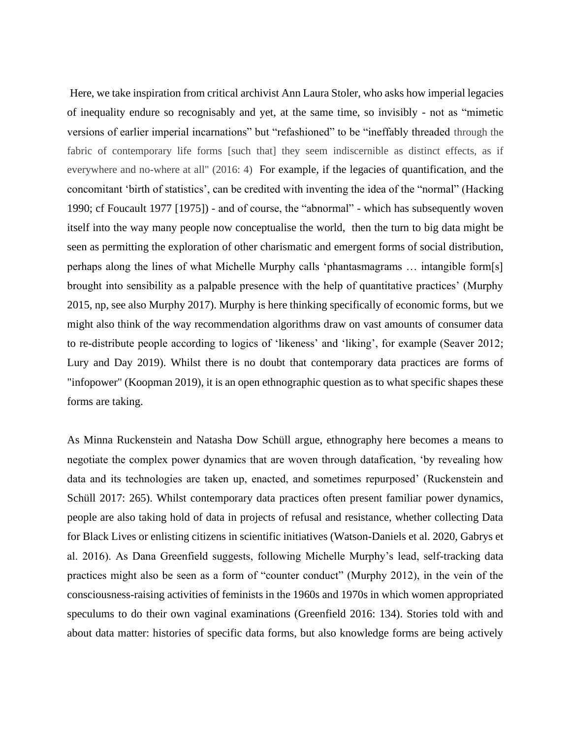Here, we take inspiration from critical archivist Ann Laura Stoler, who asks how imperial legacies of inequality endure so recognisably and yet, at the same time, so invisibly - not as “mimetic versions of earlier imperial incarnations” but “refashioned” to be “ineffably threaded through the fabric of contemporary life forms [such that] they seem indiscernible as distinct effects, as if everywhere and no-where at all" (2016: 4) For example, if the legacies of quantification, and the concomitant ‘birth of statistics’, can be credited with inventing the idea of the “normal” (Hacking 1990; cf Foucault 1977 [1975]) - and of course, the “abnormal” - which has subsequently woven itself into the way many people now conceptualise the world, then the turn to big data might be seen as permitting the exploration of other charismatic and emergent forms of social distribution, perhaps along the lines of what Michelle Murphy calls ‘phantasmagrams … intangible form[s] brought into sensibility as a palpable presence with the help of quantitative practices’ (Murphy 2015, np, see also Murphy 2017). Murphy is here thinking specifically of economic forms, but we might also think of the way recommendation algorithms draw on vast amounts of consumer data to re-distribute people according to logics of ‘likeness’ and ‘liking’, for example (Seaver 2012; Lury and Day 2019). Whilst there is no doubt that contemporary data practices are forms of "infopower" (Koopman 2019), it is an open ethnographic question as to what specific shapes these forms are taking.

As Minna Ruckenstein and Natasha Dow Schüll argue, ethnography here becomes a means to negotiate the complex power dynamics that are woven through datafication, ‘by revealing how data and its technologies are taken up, enacted, and sometimes repurposed’ (Ruckenstein and Schüll 2017: 265). Whilst contemporary data practices often present familiar power dynamics, people are also taking hold of data in projects of refusal and resistance, whether collecting Data for Black Lives or enlisting citizens in scientific initiatives (Watson-Daniels et al. 2020, Gabrys et al. 2016). As Dana Greenfield suggests, following Michelle Murphy’s lead, self-tracking data practices might also be seen as a form of “counter conduct” (Murphy 2012), in the vein of the consciousness-raising activities of feminists in the 1960s and 1970s in which women appropriated speculums to do their own vaginal examinations (Greenfield 2016: 134). Stories told with and about data matter: histories of specific data forms, but also knowledge forms are being actively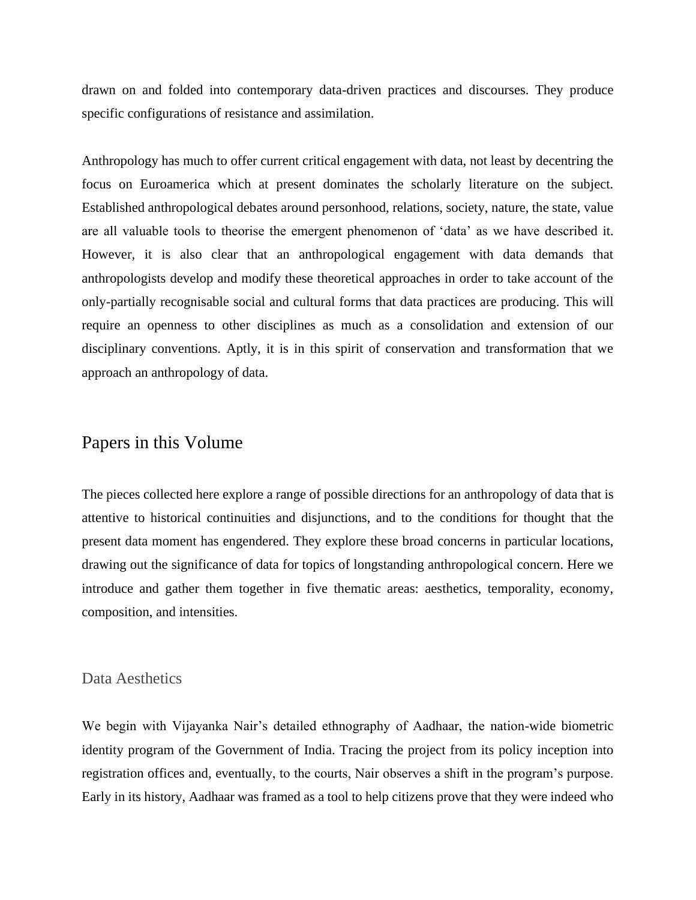drawn on and folded into contemporary data-driven practices and discourses. They produce specific configurations of resistance and assimilation.

Anthropology has much to offer current critical engagement with data, not least by decentring the focus on Euroamerica which at present dominates the scholarly literature on the subject. Established anthropological debates around personhood, relations, society, nature, the state, value are all valuable tools to theorise the emergent phenomenon of 'data' as we have described it. However, it is also clear that an anthropological engagement with data demands that anthropologists develop and modify these theoretical approaches in order to take account of the only-partially recognisable social and cultural forms that data practices are producing. This will require an openness to other disciplines as much as a consolidation and extension of our disciplinary conventions. Aptly, it is in this spirit of conservation and transformation that we approach an anthropology of data.

## Papers in this Volume

The pieces collected here explore a range of possible directions for an anthropology of data that is attentive to historical continuities and disjunctions, and to the conditions for thought that the present data moment has engendered. They explore these broad concerns in particular locations, drawing out the significance of data for topics of longstanding anthropological concern. Here we introduce and gather them together in five thematic areas: aesthetics, temporality, economy, composition, and intensities.

### Data Aesthetics

We begin with Vijayanka Nair's detailed ethnography of Aadhaar, the nation-wide biometric identity program of the Government of India. Tracing the project from its policy inception into registration offices and, eventually, to the courts, Nair observes a shift in the program's purpose. Early in its history, Aadhaar was framed as a tool to help citizens prove that they were indeed who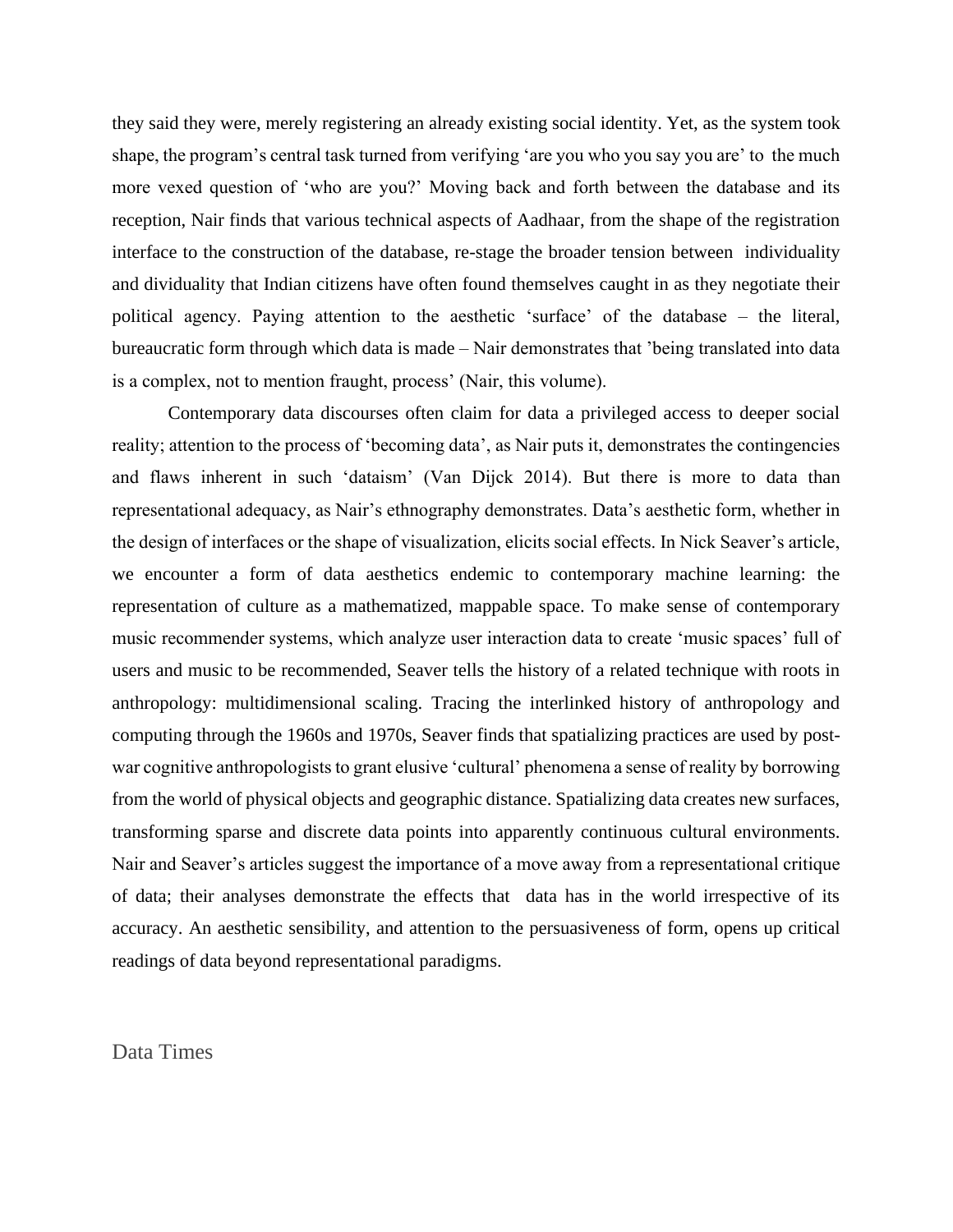they said they were, merely registering an already existing social identity. Yet, as the system took shape, the program's central task turned from verifying 'are you who you say you are' to the much more vexed question of 'who are you?' Moving back and forth between the database and its reception, Nair finds that various technical aspects of Aadhaar, from the shape of the registration interface to the construction of the database, re-stage the broader tension between individuality and dividuality that Indian citizens have often found themselves caught in as they negotiate their political agency. Paying attention to the aesthetic 'surface' of the database – the literal, bureaucratic form through which data is made – Nair demonstrates that 'being translated into data is a complex, not to mention fraught, process' (Nair, this volume).

Contemporary data discourses often claim for data a privileged access to deeper social reality; attention to the process of 'becoming data', as Nair puts it, demonstrates the contingencies and flaws inherent in such 'dataism' (Van Dijck 2014). But there is more to data than representational adequacy, as Nair's ethnography demonstrates. Data's aesthetic form, whether in the design of interfaces or the shape of visualization, elicits social effects. In Nick Seaver's article, we encounter a form of data aesthetics endemic to contemporary machine learning: the representation of culture as a mathematized, mappable space. To make sense of contemporary music recommender systems, which analyze user interaction data to create 'music spaces' full of users and music to be recommended, Seaver tells the history of a related technique with roots in anthropology: multidimensional scaling. Tracing the interlinked history of anthropology and computing through the 1960s and 1970s, Seaver finds that spatializing practices are used by post-war cognitive anthropologists to grant elusive 'cultural' phenomena a sense of reality by borrowing from the world of physical objects and geographic distance. Spatializing data creates new surfaces, transforming sparse and discrete data points into apparently continuous cultural environments. Nair and Seaver's articles suggest the importance of a move away from a representational critique of data; their analyses demonstrate the effects that data has in the world irrespective of its accuracy. An aesthetic sensibility, and attention to the persuasiveness of form, opens up critical readings of data beyond representational paradigms.

## Data Times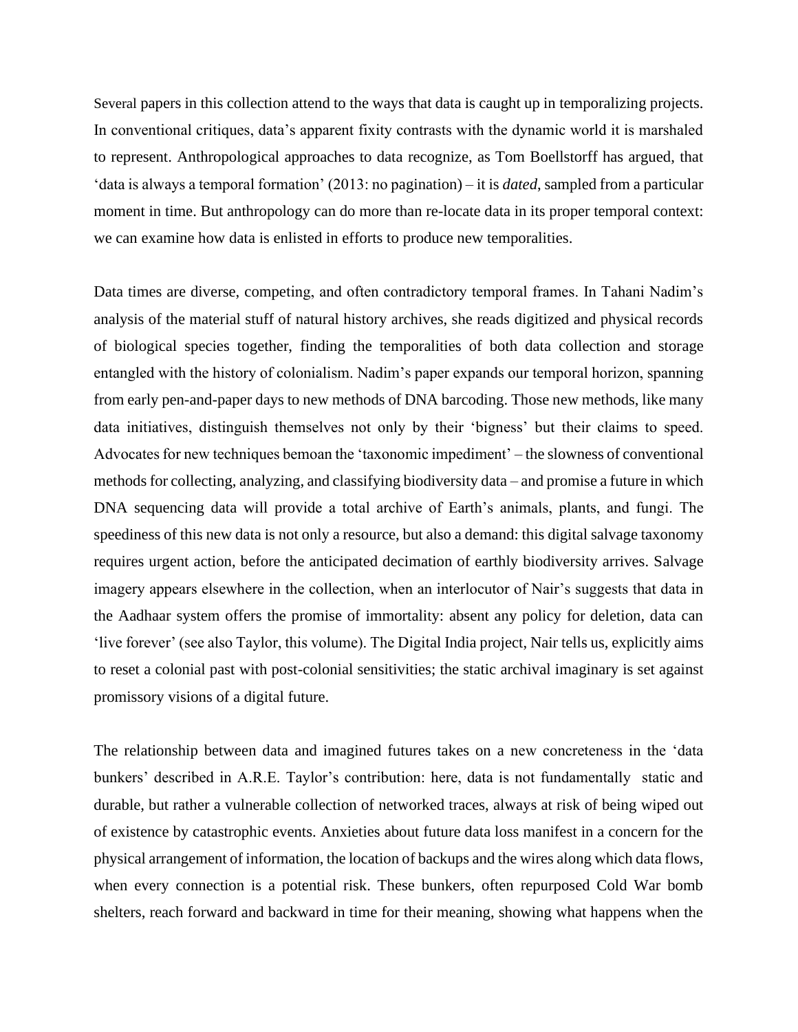Several papers in this collection attend to the ways that data is caught up in temporalizing projects. In conventional critiques, data's apparent fixity contrasts with the dynamic world it is marshaled to represent. Anthropological approaches to data recognize, as Tom Boellstorff has argued, that 'data is always a temporal formation' (2013: no pagination) – it is *dated*, sampled from a particular moment in time. But anthropology can do more than re-locate data in its proper temporal context: we can examine how data is enlisted in efforts to produce new temporalities.

Data times are diverse, competing, and often contradictory temporal frames. In Tahani Nadim's analysis of the material stuff of natural history archives, she reads digitized and physical records of biological species together, finding the temporalities of both data collection and storage entangled with the history of colonialism. Nadim's paper expands our temporal horizon, spanning from early pen-and-paper days to new methods of DNA barcoding. Those new methods, like many data initiatives, distinguish themselves not only by their 'bigness' but their claims to speed. Advocates for new techniques bemoan the 'taxonomic impediment' – the slowness of conventional methods for collecting, analyzing, and classifying biodiversity data – and promise a future in which DNA sequencing data will provide a total archive of Earth's animals, plants, and fungi. The speediness of this new data is not only a resource, but also a demand: this digital salvage taxonomy requires urgent action, before the anticipated decimation of earthly biodiversity arrives. Salvage imagery appears elsewhere in the collection, when an interlocutor of Nair's suggests that data in the Aadhaar system offers the promise of immortality: absent any policy for deletion, data can 'live forever' (see also Taylor, this volume). The Digital India project, Nair tells us, explicitly aims to reset a colonial past with post-colonial sensitivities; the static archival imaginary is set against promissory visions of a digital future.

The relationship between data and imagined futures takes on a new concreteness in the 'data bunkers' described in A.R.E. Taylor's contribution: here, data is not fundamentally static and durable, but rather a vulnerable collection of networked traces, always at risk of being wiped out of existence by catastrophic events. Anxieties about future data loss manifest in a concern for the physical arrangement of information, the location of backups and the wires along which data flows, when every connection is a potential risk. These bunkers, often repurposed Cold War bomb shelters, reach forward and backward in time for their meaning, showing what happens when the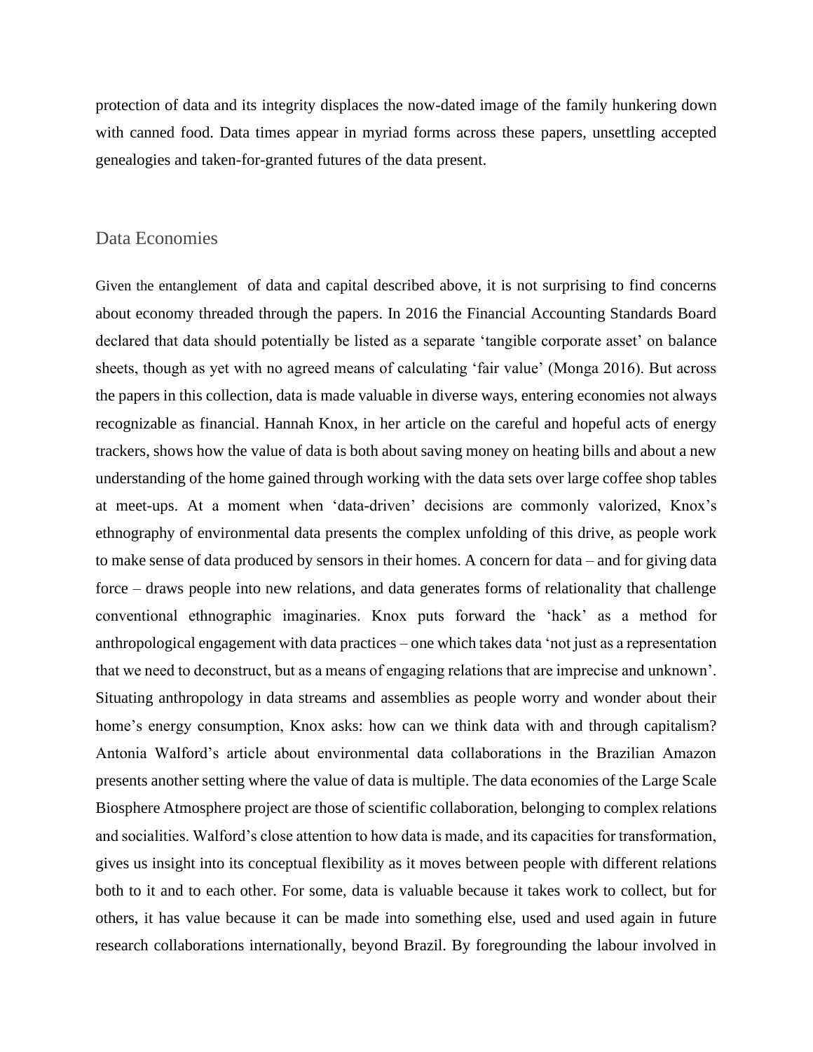protection of data and its integrity displaces the now-dated image of the family hunkering down with canned food. Data times appear in myriad forms across these papers, unsettling accepted genealogies and taken-for-granted futures of the data present.

## Data Economies

Given the entanglement of data and capital described above, it is not surprising to find concerns about economy threaded through the papers. In 2016 the Financial Accounting Standards Board declared that data should potentially be listed as a separate 'tangible corporate asset' on balance sheets, though as yet with no agreed means of calculating 'fair value' (Monga 2016). But across the papers in this collection, data is made valuable in diverse ways, entering economies not always recognizable as financial. Hannah Knox, in her article on the careful and hopeful acts of energy trackers, shows how the value of data is both about saving money on heating bills and about a new understanding of the home gained through working with the data sets over large coffee shop tables at meet-ups. At a moment when 'data-driven' decisions are commonly valorized, Knox's ethnography of environmental data presents the complex unfolding of this drive, as people work to make sense of data produced by sensors in their homes. A concern for data – and for giving data force – draws people into new relations, and data generates forms of relationality that challenge conventional ethnographic imaginaries. Knox puts forward the 'hack' as a method for anthropological engagement with data practices – one which takes data 'not just as a representation that we need to deconstruct, but as a means of engaging relations that are imprecise and unknown'. Situating anthropology in data streams and assemblies as people worry and wonder about their home's energy consumption, Knox asks: how can we think data with and through capitalism? Antonia Walford's article about environmental data collaborations in the Brazilian Amazon presents another setting where the value of data is multiple. The data economies of the Large Scale Biosphere Atmosphere project are those of scientific collaboration, belonging to complex relations and socialities. Walford's close attention to how data is made, and its capacities for transformation, gives us insight into its conceptual flexibility as it moves between people with different relations both to it and to each other. For some, data is valuable because it takes work to collect, but for others, it has value because it can be made into something else, used and used again in future research collaborations internationally, beyond Brazil. By foregrounding the labour involved in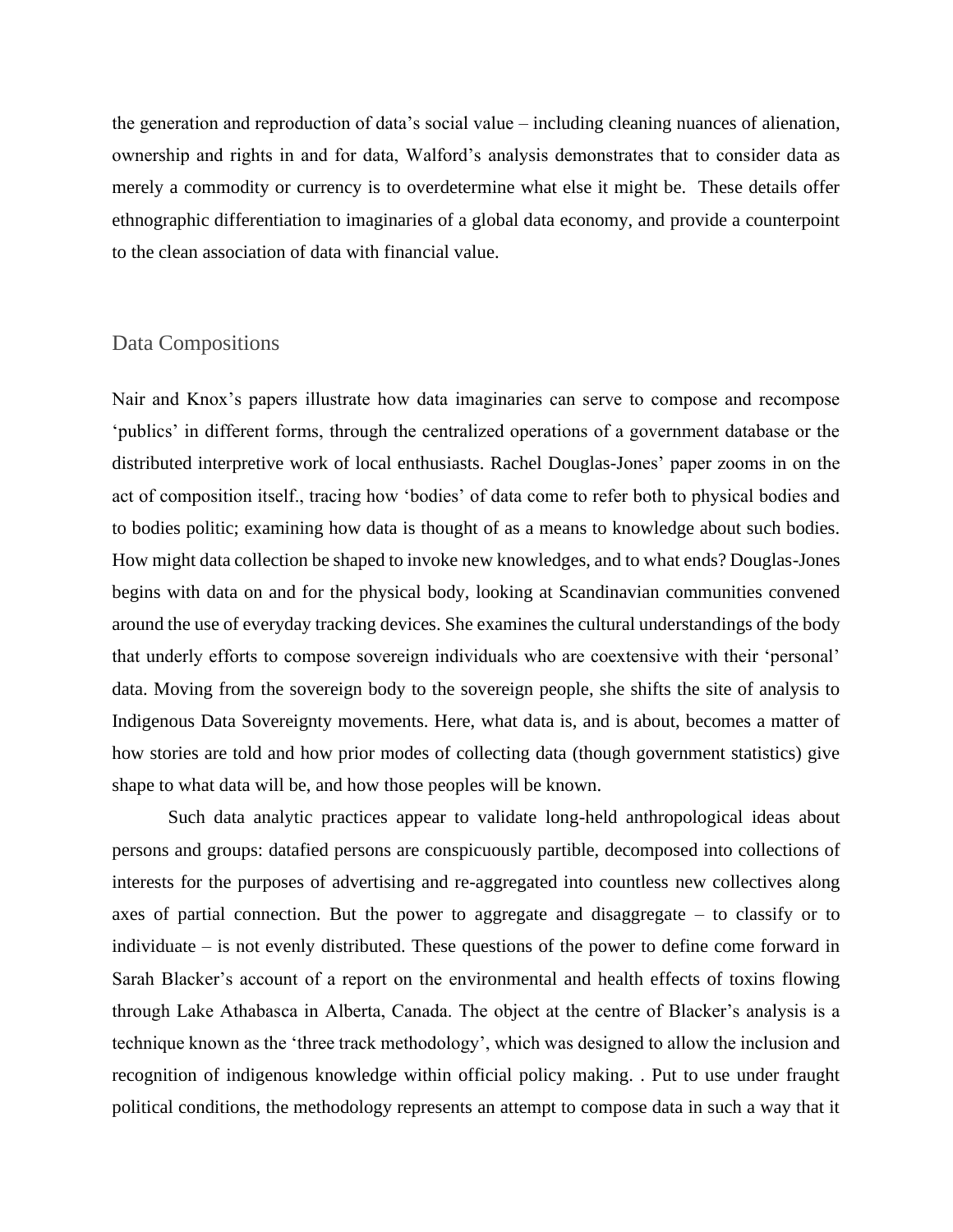the generation and reproduction of data's social value – including cleaning nuances of alienation, ownership and rights in and for data, Walford's analysis demonstrates that to consider data as merely a commodity or currency is to overdetermine what else it might be. These details offer ethnographic differentiation to imaginaries of a global data economy, and provide a counterpoint to the clean association of data with financial value.

## Data Compositions

Nair and Knox's papers illustrate how data imaginaries can serve to compose and recompose 'publics' in different forms, through the centralized operations of a government database or the distributed interpretive work of local enthusiasts. Rachel Douglas-Jones' paper zooms in on the act of composition itself., tracing how 'bodies' of data come to refer both to physical bodies and to bodies politic; examining how data is thought of as a means to knowledge about such bodies. How might data collection be shaped to invoke new knowledges, and to what ends? Douglas-Jones begins with data on and for the physical body, looking at Scandinavian communities convened around the use of everyday tracking devices. She examines the cultural understandings of the body that underly efforts to compose sovereign individuals who are coextensive with their 'personal' data. Moving from the sovereign body to the sovereign people, she shifts the site of analysis to Indigenous Data Sovereignty movements. Here, what data is, and is about, becomes a matter of how stories are told and how prior modes of collecting data (though government statistics) give shape to what data will be, and how those peoples will be known.

Such data analytic practices appear to validate long-held anthropological ideas about persons and groups: datafied persons are conspicuously partible, decomposed into collections of interests for the purposes of advertising and re-aggregated into countless new collectives along axes of partial connection. But the power to aggregate and disaggregate – to classify or to individuate – is not evenly distributed. These questions of the power to define come forward in Sarah Blacker's account of a report on the environmental and health effects of toxins flowing through Lake Athabasca in Alberta, Canada. The object at the centre of Blacker's analysis is a technique known as the 'three track methodology', which was designed to allow the inclusion and recognition of indigenous knowledge within official policy making. . Put to use under fraught political conditions, the methodology represents an attempt to compose data in such a way that it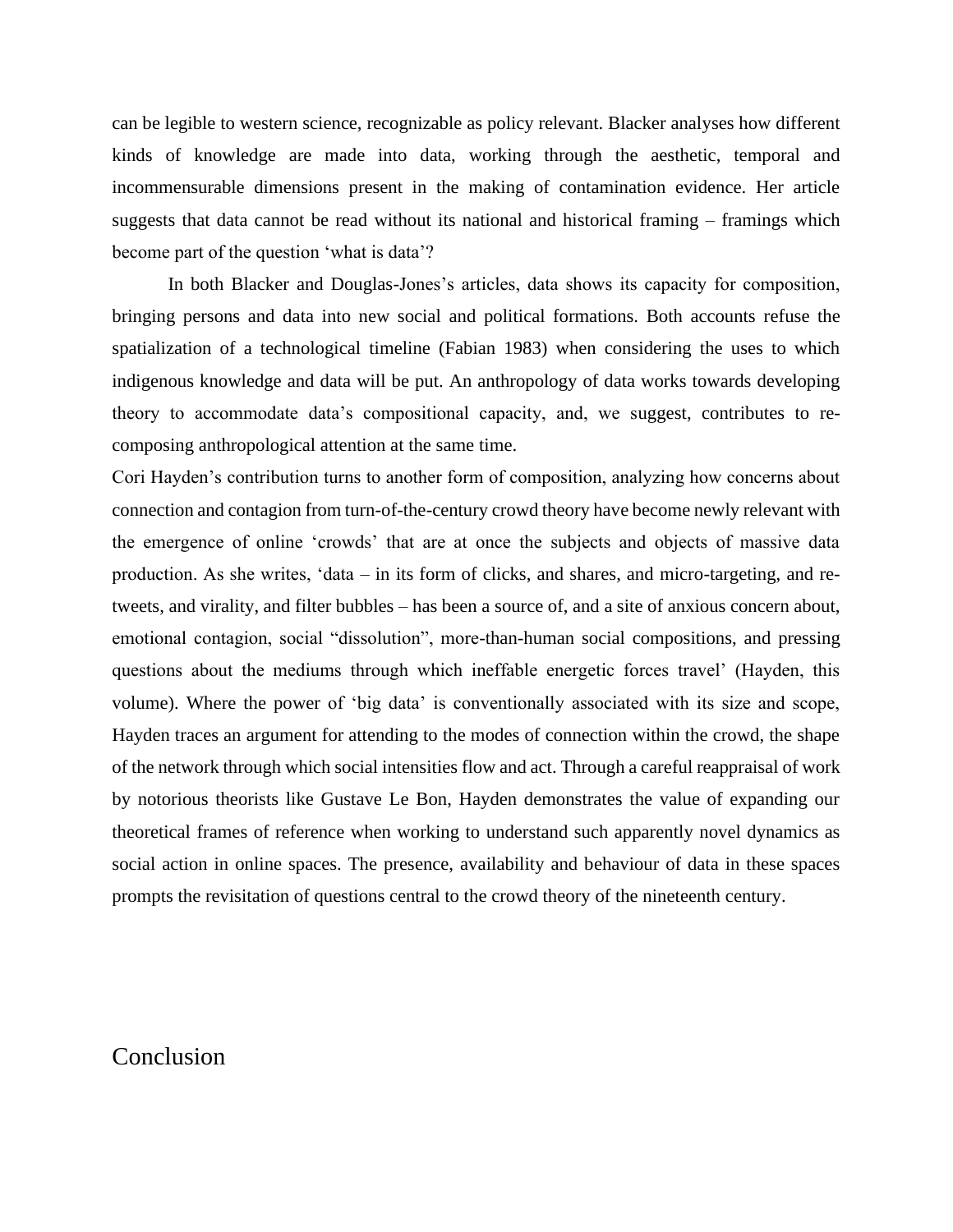can be legible to western science, recognizable as policy relevant. Blacker analyses how different kinds of knowledge are made into data, working through the aesthetic, temporal and incommensurable dimensions present in the making of contamination evidence. Her article suggests that data cannot be read without its national and historical framing – framings which become part of the question 'what is data'?

In both Blacker and Douglas-Jones's articles, data shows its capacity for composition, bringing persons and data into new social and political formations. Both accounts refuse the spatialization of a technological timeline (Fabian 1983) when considering the uses to which indigenous knowledge and data will be put. An anthropology of data works towards developing theory to accommodate data's compositional capacity, and, we suggest, contributes to re-composing anthropological attention at the same time.

Cori Hayden's contribution turns to another form of composition, analyzing how concerns about connection and contagion from turn-of-the-century crowd theory have become newly relevant with the emergence of online 'crowds' that are at once the subjects and objects of massive data production. As she writes, 'data – in its form of clicks, and shares, and micro-targeting, and re-tweets, and virality, and filter bubbles – has been a source of, and a site of anxious concern about, emotional contagion, social "dissolution", more-than-human social compositions, and pressing questions about the mediums through which ineffable energetic forces travel' (Hayden, this volume). Where the power of 'big data' is conventionally associated with its size and scope, Hayden traces an argument for attending to the modes of connection within the crowd, the shape of the network through which social intensities flow and act. Through a careful reappraisal of work by notorious theorists like Gustave Le Bon, Hayden demonstrates the value of expanding our theoretical frames of reference when working to understand such apparently novel dynamics as social action in online spaces. The presence, availability and behaviour of data in these spaces prompts the revisitation of questions central to the crowd theory of the nineteenth century.

## Conclusion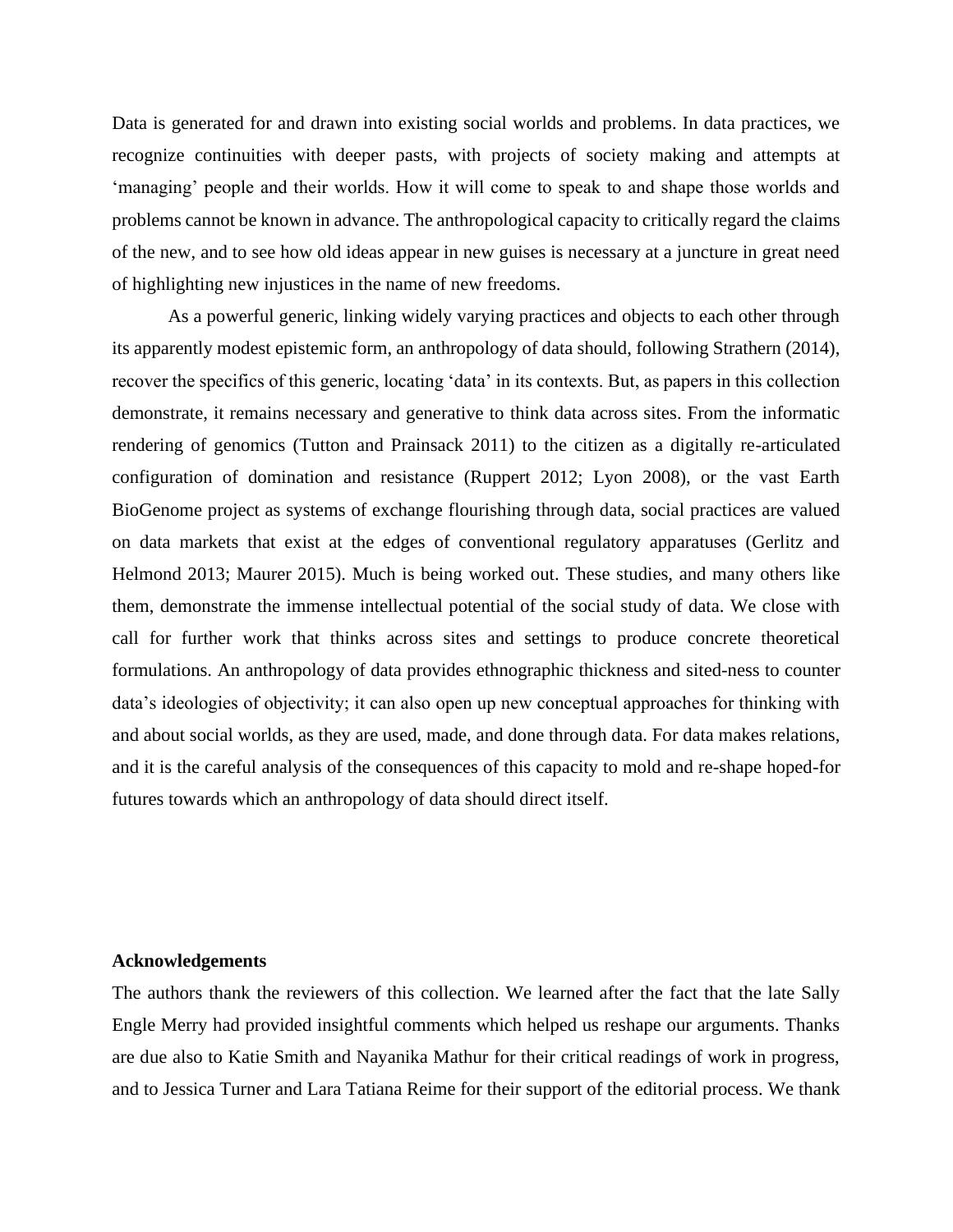Data is generated for and drawn into existing social worlds and problems. In data practices, we recognize continuities with deeper pasts, with projects of society making and attempts at 'managing' people and their worlds. How it will come to speak to and shape those worlds and problems cannot be known in advance. The anthropological capacity to critically regard the claims of the new, and to see how old ideas appear in new guises is necessary at a juncture in great need of highlighting new injustices in the name of new freedoms.

As a powerful generic, linking widely varying practices and objects to each other through its apparently modest epistemic form, an anthropology of data should, following Strathern (2014), recover the specifics of this generic, locating 'data' in its contexts. But, as papers in this collection demonstrate, it remains necessary and generative to think data across sites. From the informatic rendering of genomics (Tutton and Prainsack 2011) to the citizen as a digitally re-articulated configuration of domination and resistance (Ruppert 2012; Lyon 2008), or the vast Earth BioGenome project as systems of exchange flourishing through data, social practices are valued on data markets that exist at the edges of conventional regulatory apparatuses (Gerlitz and Helmond 2013; Maurer 2015). Much is being worked out. These studies, and many others like them, demonstrate the immense intellectual potential of the social study of data. We close with call for further work that thinks across sites and settings to produce concrete theoretical formulations. An anthropology of data provides ethnographic thickness and sited-ness to counter data's ideologies of objectivity; it can also open up new conceptual approaches for thinking with and about social worlds, as they are used, made, and done through data. For data makes relations, and it is the careful analysis of the consequences of this capacity to mold and re-shape hoped-for futures towards which an anthropology of data should direct itself.

**Acknowledgements**

The authors thank the reviewers of this collection. We learned after the fact that the late Sally Engle Merry had provided insightful comments which helped us reshape our arguments. Thanks are due also to Katie Smith and Nayanika Mathur for their critical readings of work in progress, and to Jessica Turner and Lara Tatiana Reime for their support of the editorial process. We thank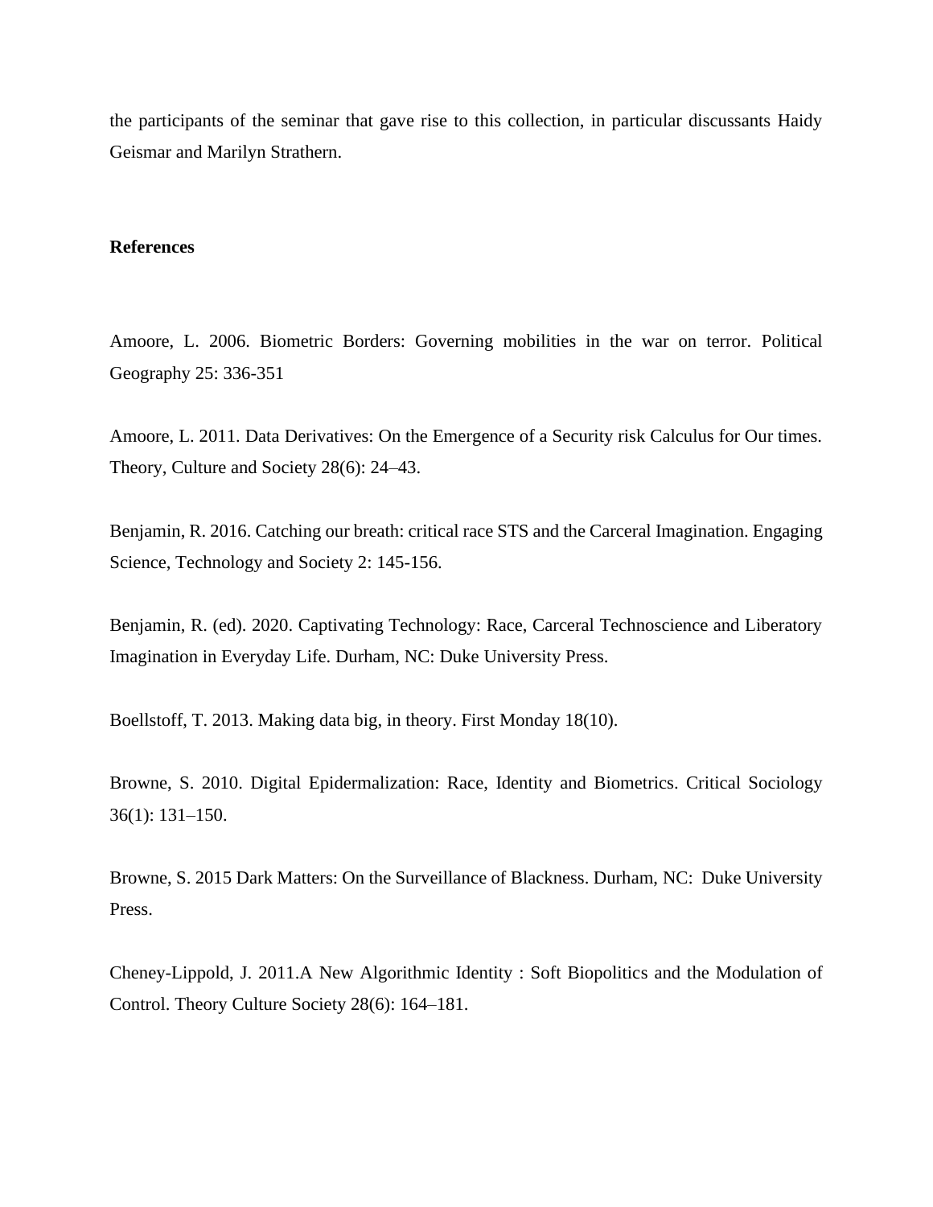the participants of the seminar that gave rise to this collection, in particular discussants Haidy Geismar and Marilyn Strathern.

**References**

Amoore, L. 2006. Biometric Borders: Governing mobilities in the war on terror. Political Geography 25: 336-351

Amoore, L. 2011. Data Derivatives: On the Emergence of a Security risk Calculus for Our times. Theory, Culture and Society 28(6): 24–43.

Benjamin, R. 2016. Catching our breath: critical race STS and the Carceral Imagination. Engaging Science, Technology and Society 2: 145-156.

Benjamin, R. (ed). 2020. Captivating Technology: Race, Carceral Technoscience and Liberatory Imagination in Everyday Life. Durham, NC: Duke University Press.

Boellstoff, T. 2013. Making data big, in theory. First Monday 18(10).

Browne, S. 2010. Digital Epidermalization: Race, Identity and Biometrics. Critical Sociology 36(1): 131–150.

Browne, S. 2015 Dark Matters: On the Surveillance of Blackness. Durham, NC: Duke University Press.

Cheney-Lippold, J. 2011.A New Algorithmic Identity : Soft Biopolitics and the Modulation of Control. Theory Culture Society 28(6): 164–181.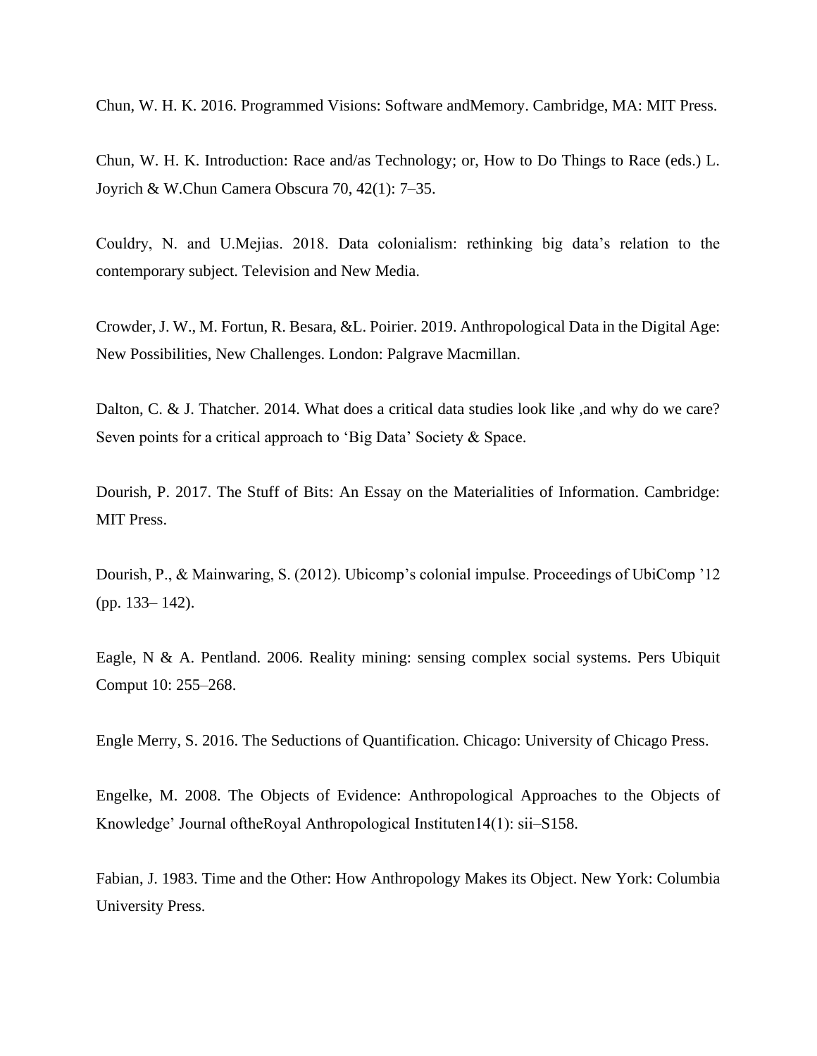Chun, W. H. K. 2016. Programmed Visions: Software andMemory. Cambridge, MA: MIT Press.

Chun, W. H. K. Introduction: Race and/as Technology; or, How to Do Things to Race (eds.) L. Joyrich & W.Chun Camera Obscura 70, 42(1): 7–35.

Couldry, N. and U.Mejias. 2018. Data colonialism: rethinking big data's relation to the contemporary subject. Television and New Media.

Crowder, J. W., M. Fortun, R. Besara, &L. Poirier. 2019. Anthropological Data in the Digital Age: New Possibilities, New Challenges. London: Palgrave Macmillan.

Dalton, C. & J. Thatcher. 2014. What does a critical data studies look like ,and why do we care? Seven points for a critical approach to 'Big Data' Society & Space.

Dourish, P. 2017. The Stuff of Bits: An Essay on the Materialities of Information. Cambridge: MIT Press.

Dourish, P., & Mainwaring, S. (2012). Ubicomp's colonial impulse. Proceedings of UbiComp '12 (pp. 133– 142).

Eagle, N & A. Pentland. 2006. Reality mining: sensing complex social systems. Pers Ubiquit Comput 10: 255–268.

Engle Merry, S. 2016. The Seductions of Quantification. Chicago: University of Chicago Press.

Engelke, M. 2008. The Objects of Evidence: Anthropological Approaches to the Objects of Knowledge' Journal oftheRoyal Anthropological Instituten14(1): sii–S158.

Fabian, J. 1983. Time and the Other: How Anthropology Makes its Object. New York: Columbia University Press.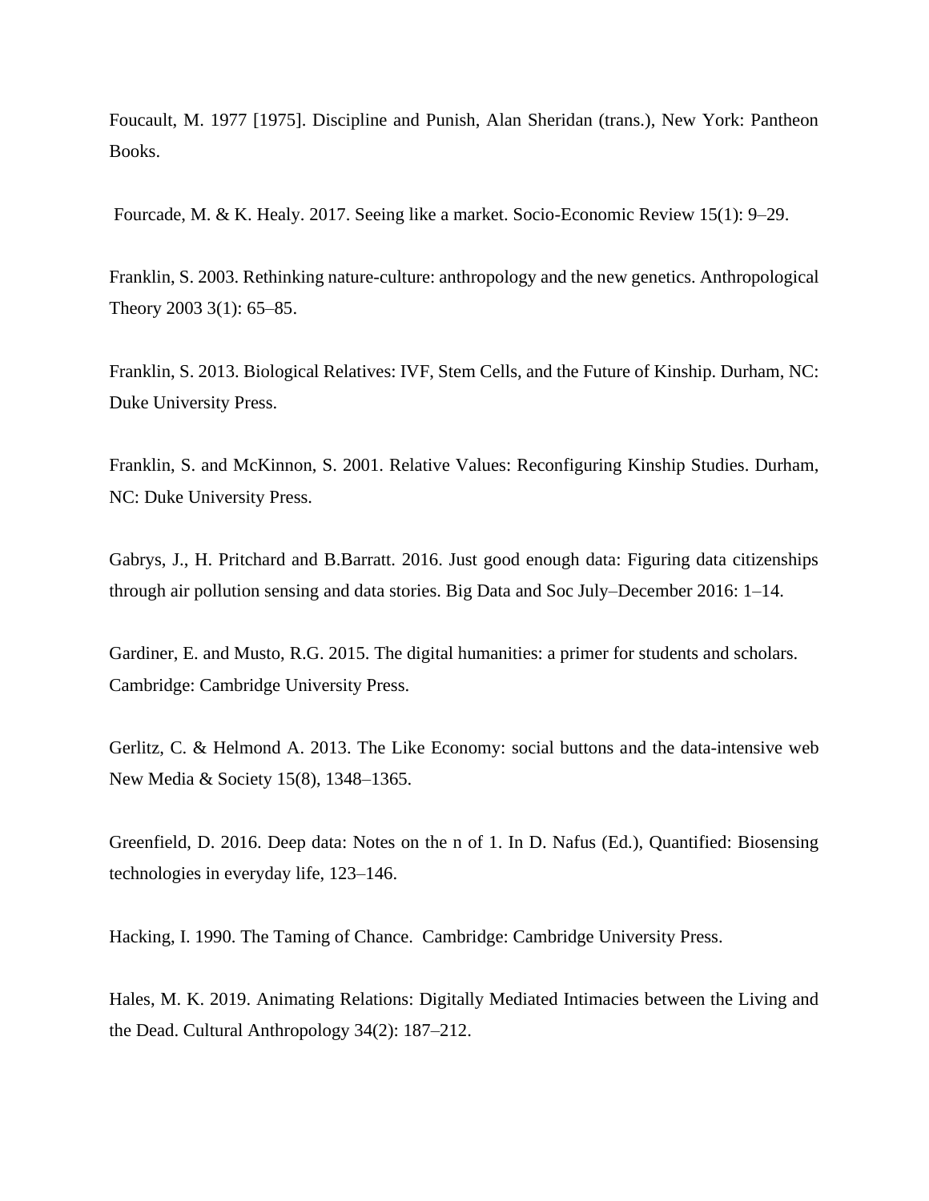Foucault, M. 1977 [1975]. Discipline and Punish, Alan Sheridan (trans.), New York: Pantheon Books.

Fourcade, M. & K. Healy. 2017. Seeing like a market. Socio-Economic Review 15(1): 9–29.

Franklin, S. 2003. Rethinking nature-culture: anthropology and the new genetics. Anthropological Theory 2003 3(1): 65–85.

Franklin, S. 2013. Biological Relatives: IVF, Stem Cells, and the Future of Kinship. Durham, NC: Duke University Press.

Franklin, S. and McKinnon, S. 2001. Relative Values: Reconfiguring Kinship Studies. Durham, NC: Duke University Press.

Gabrys, J., H. Pritchard and B.Barratt. 2016. Just good enough data: Figuring data citizenships through air pollution sensing and data stories. Big Data and Soc July–December 2016: 1–14.

Gardiner, E. and Musto, R.G. 2015. The digital humanities: a primer for students and scholars. Cambridge: Cambridge University Press.

Gerlitz, C. & Helmond A. 2013. The Like Economy: social buttons and the data-intensive web New Media & Society 15(8), 1348–1365.

Greenfield, D. 2016. Deep data: Notes on the n of 1. In D. Nafus (Ed.), Quantified: Biosensing technologies in everyday life, 123–146.

Hacking, I. 1990. The Taming of Chance. Cambridge: Cambridge University Press.

Hales, M. K. 2019. Animating Relations: Digitally Mediated Intimacies between the Living and the Dead. Cultural Anthropology 34(2): 187–212.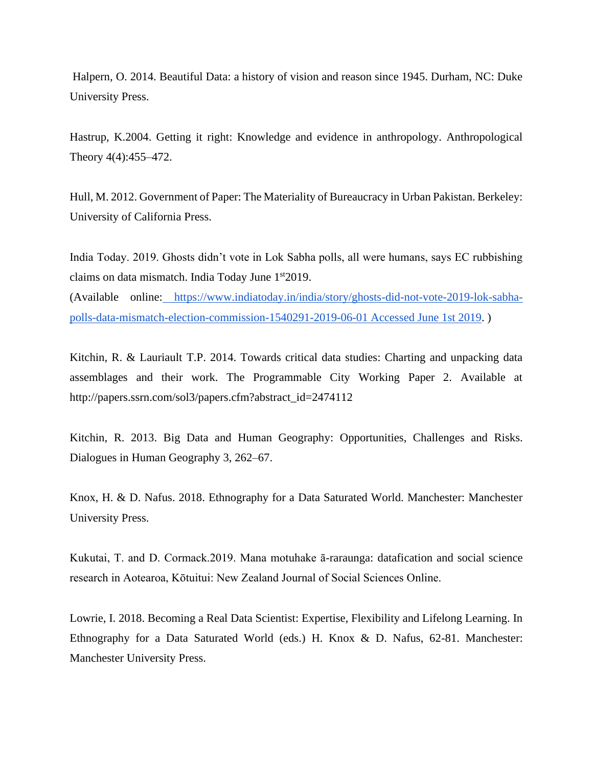Halpern, O. 2014. Beautiful Data: a history of vision and reason since 1945. Durham, NC: Duke University Press.

Hastrup, K.2004. Getting it right: Knowledge and evidence in anthropology. Anthropological Theory 4(4):455–472.

Hull, M. 2012. Government of Paper: The Materiality of Bureaucracy in Urban Pakistan. Berkeley: University of California Press.

India Today. 2019. Ghosts didn't vote in Lok Sabha polls, all were humans, says EC rubbishing claims on data mismatch. India Today June 1st 2019.
(Available online: https://www.indiatoday.in/india/story/ghosts-did-not-vote-2019-lok-sabha-polls-data-mismatch-election-commission-1540291-2019-06-01 Accessed June 1st 2019. )

Kitchin, R. & Lauriault T.P. 2014. Towards critical data studies: Charting and unpacking data assemblages and their work. The Programmable City Working Paper 2. Available at http://papers.ssrn.com/sol3/papers.cfm?abstract_id=2474112

Kitchin, R. 2013. Big Data and Human Geography: Opportunities, Challenges and Risks. Dialogues in Human Geography 3, 262–67.

Knox, H. & D. Nafus. 2018. Ethnography for a Data Saturated World. Manchester: Manchester University Press.

Kukutai, T. and D. Cormack.2019. Mana motuhake ā-raraunga: datafication and social science research in Aotearoa, Kōtuitui: New Zealand Journal of Social Sciences Online.

Lowrie, I. 2018. Becoming a Real Data Scientist: Expertise, Flexibility and Lifelong Learning. In Ethnography for a Data Saturated World (eds.) H. Knox & D. Nafus, 62-81. Manchester: Manchester University Press.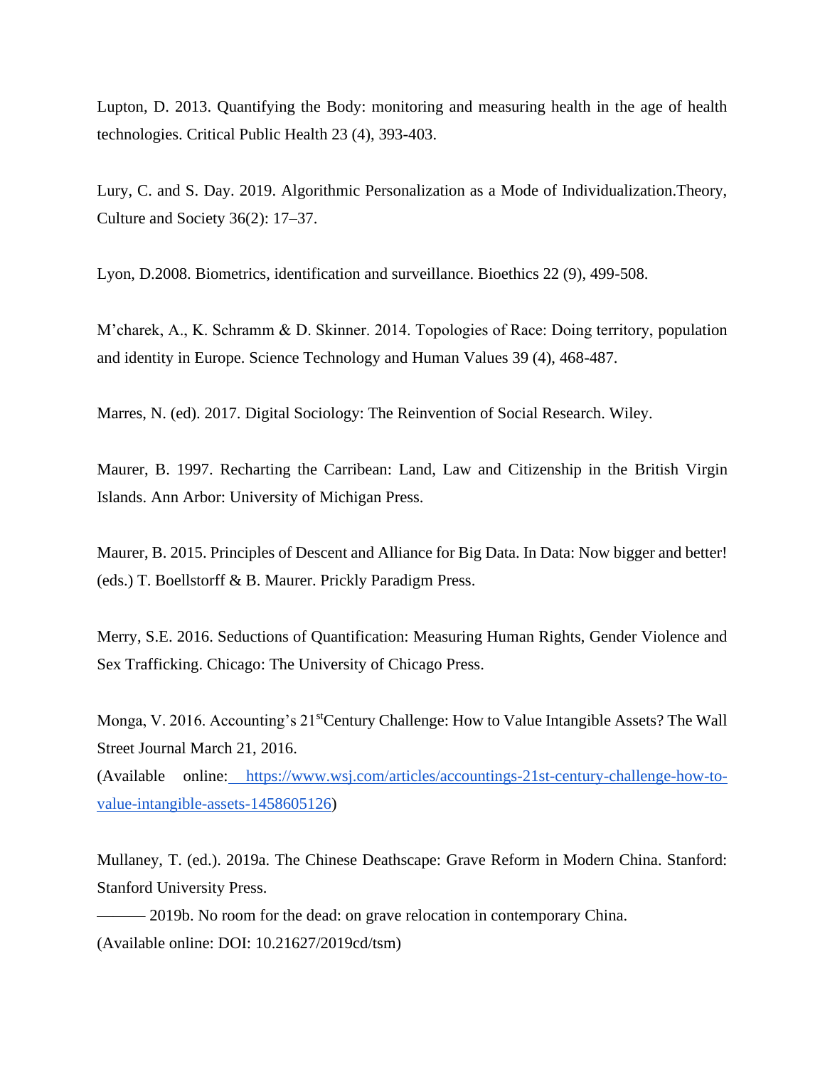Lupton, D. 2013. Quantifying the Body: monitoring and measuring health in the age of health technologies. Critical Public Health 23 (4), 393-403.

Lury, C. and S. Day. 2019. Algorithmic Personalization as a Mode of Individualization.Theory, Culture and Society 36(2): 17–37.

Lyon, D.2008. Biometrics, identification and surveillance. Bioethics 22 (9), 499-508.

M'charek, A., K. Schramm & D. Skinner. 2014. Topologies of Race: Doing territory, population and identity in Europe. Science Technology and Human Values 39 (4), 468-487.

Marres, N. (ed). 2017. Digital Sociology: The Reinvention of Social Research. Wiley.

Maurer, B. 1997. Recharting the Carribean: Land, Law and Citizenship in the British Virgin Islands. Ann Arbor: University of Michigan Press.

Maurer, B. 2015. Principles of Descent and Alliance for Big Data. In Data: Now bigger and better! (eds.) T. Boellstorff & B. Maurer. Prickly Paradigm Press.

Merry, S.E. 2016. Seductions of Quantification: Measuring Human Rights, Gender Violence and Sex Trafficking. Chicago: The University of Chicago Press.

Monga, V. 2016. Accounting's 21stCentury Challenge: How to Value Intangible Assets? The Wall Street Journal March 21, 2016.
(Available online: https://www.wsj.com/articles/accountings-21st-century-challenge-how-to-value-intangible-assets-1458605126)

Mullaney, T. (ed.). 2019a. The Chinese Deathscape: Grave Reform in Modern China. Stanford: Stanford University Press.
——— 2019b. No room for the dead: on grave relocation in contemporary China.
(Available online: DOI: 10.21627/2019cd/tsm)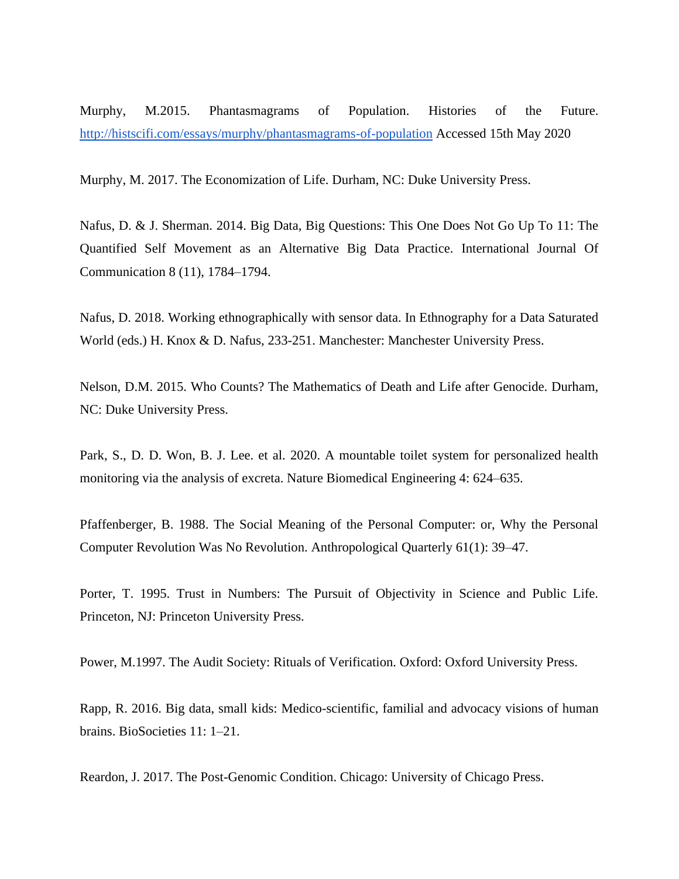Murphy, M.2015. Phantasmagrams of Population. Histories of the Future. [http://histscifi.com/essays/murphy/phantasmagrams-of-population](http://histscifi.com/essays/murphy/phantasmagrams-of-population) Accessed 15th May 2020

Murphy, M. 2017. The Economization of Life. Durham, NC: Duke University Press.

Nafus, D. & J. Sherman. 2014. Big Data, Big Questions: This One Does Not Go Up To 11: The Quantified Self Movement as an Alternative Big Data Practice. International Journal Of Communication 8 (11), 1784–1794.

Nafus, D. 2018. Working ethnographically with sensor data. In Ethnography for a Data Saturated World (eds.) H. Knox & D. Nafus, 233-251. Manchester: Manchester University Press.

Nelson, D.M. 2015. Who Counts? The Mathematics of Death and Life after Genocide. Durham, NC: Duke University Press.

Park, S., D. D. Won, B. J. Lee. et al. 2020. A mountable toilet system for personalized health monitoring via the analysis of excreta. Nature Biomedical Engineering 4: 624–635.

Pfaffenberger, B. 1988. The Social Meaning of the Personal Computer: or, Why the Personal Computer Revolution Was No Revolution. Anthropological Quarterly 61(1): 39–47.

Porter, T. 1995. Trust in Numbers: The Pursuit of Objectivity in Science and Public Life. Princeton, NJ: Princeton University Press.

Power, M.1997. The Audit Society: Rituals of Verification. Oxford: Oxford University Press.

Rapp, R. 2016. Big data, small kids: Medico-scientific, familial and advocacy visions of human brains. BioSocieties 11: 1–21.

Reardon, J. 2017. The Post-Genomic Condition. Chicago: University of Chicago Press.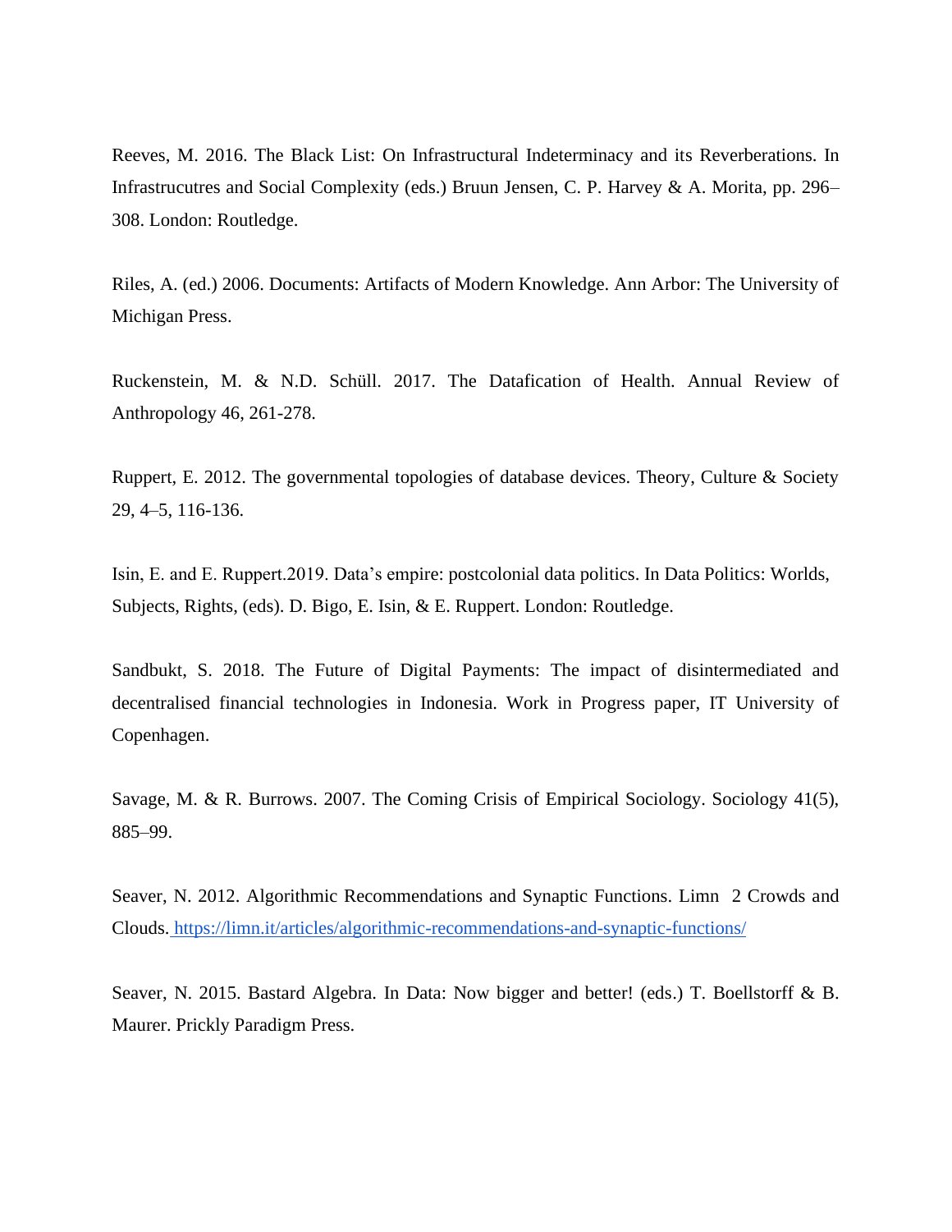Reeves, M. 2016. The Black List: On Infrastructural Indeterminacy and its Reverberations. In Infrastrucutres and Social Complexity (eds.) Bruun Jensen, C. P. Harvey & A. Morita, pp. 296–308. London: Routledge.

Riles, A. (ed.) 2006. Documents: Artifacts of Modern Knowledge. Ann Arbor: The University of Michigan Press.

Ruckenstein, M. & N.D. Schüll. 2017. The Datafication of Health. Annual Review of Anthropology 46, 261-278.

Ruppert, E. 2012. The governmental topologies of database devices. Theory, Culture & Society 29, 4–5, 116-136.

Isin, E. and E. Ruppert.2019. Data's empire: postcolonial data politics. In Data Politics: Worlds, Subjects, Rights, (eds). D. Bigo, E. Isin, & E. Ruppert. London: Routledge.

Sandbukt, S. 2018. The Future of Digital Payments: The impact of disintermediated and decentralised financial technologies in Indonesia. Work in Progress paper, IT University of Copenhagen.

Savage, M. & R. Burrows. 2007. The Coming Crisis of Empirical Sociology. Sociology 41(5), 885–99.

Seaver, N. 2012. Algorithmic Recommendations and Synaptic Functions. Limn 2 Crowds and Clouds. https://limn.it/articles/algorithmic-recommendations-and-synaptic-functions/

Seaver, N. 2015. Bastard Algebra. In Data: Now bigger and better! (eds.) T. Boellstorff & B. Maurer. Prickly Paradigm Press.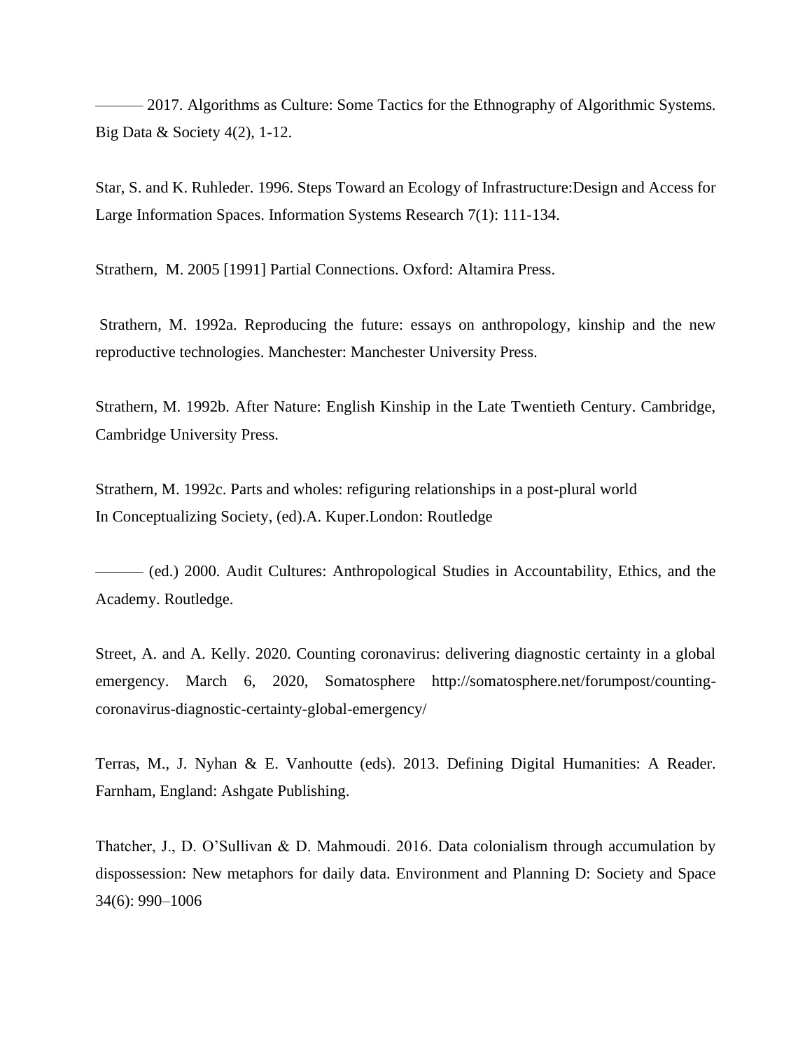——— 2017. Algorithms as Culture: Some Tactics for the Ethnography of Algorithmic Systems. Big Data & Society 4(2), 1-12.

Star, S. and K. Ruhleder. 1996. Steps Toward an Ecology of Infrastructure:Design and Access for Large Information Spaces. Information Systems Research 7(1): 111-134.

Strathern, M. 2005 [1991] Partial Connections. Oxford: Altamira Press.

Strathern, M. 1992a. Reproducing the future: essays on anthropology, kinship and the new reproductive technologies. Manchester: Manchester University Press.

Strathern, M. 1992b. After Nature: English Kinship in the Late Twentieth Century. Cambridge, Cambridge University Press.

Strathern, M. 1992c. Parts and wholes: refiguring relationships in a post-plural world
In Conceptualizing Society, (ed).A. Kuper.London: Routledge

——— (ed.) 2000. Audit Cultures: Anthropological Studies in Accountability, Ethics, and the Academy. Routledge.

Street, A. and A. Kelly. 2020. Counting coronavirus: delivering diagnostic certainty in a global emergency. March 6, 2020, Somatosphere http://somatosphere.net/forumpost/counting-coronavirus-diagnostic-certainty-global-emergency/

Terras, M., J. Nyhan & E. Vanhoutte (eds). 2013. Defining Digital Humanities: A Reader. Farnham, England: Ashgate Publishing.

Thatcher, J., D. O'Sullivan & D. Mahmoudi. 2016. Data colonialism through accumulation by dispossession: New metaphors for daily data. Environment and Planning D: Society and Space 34(6): 990–1006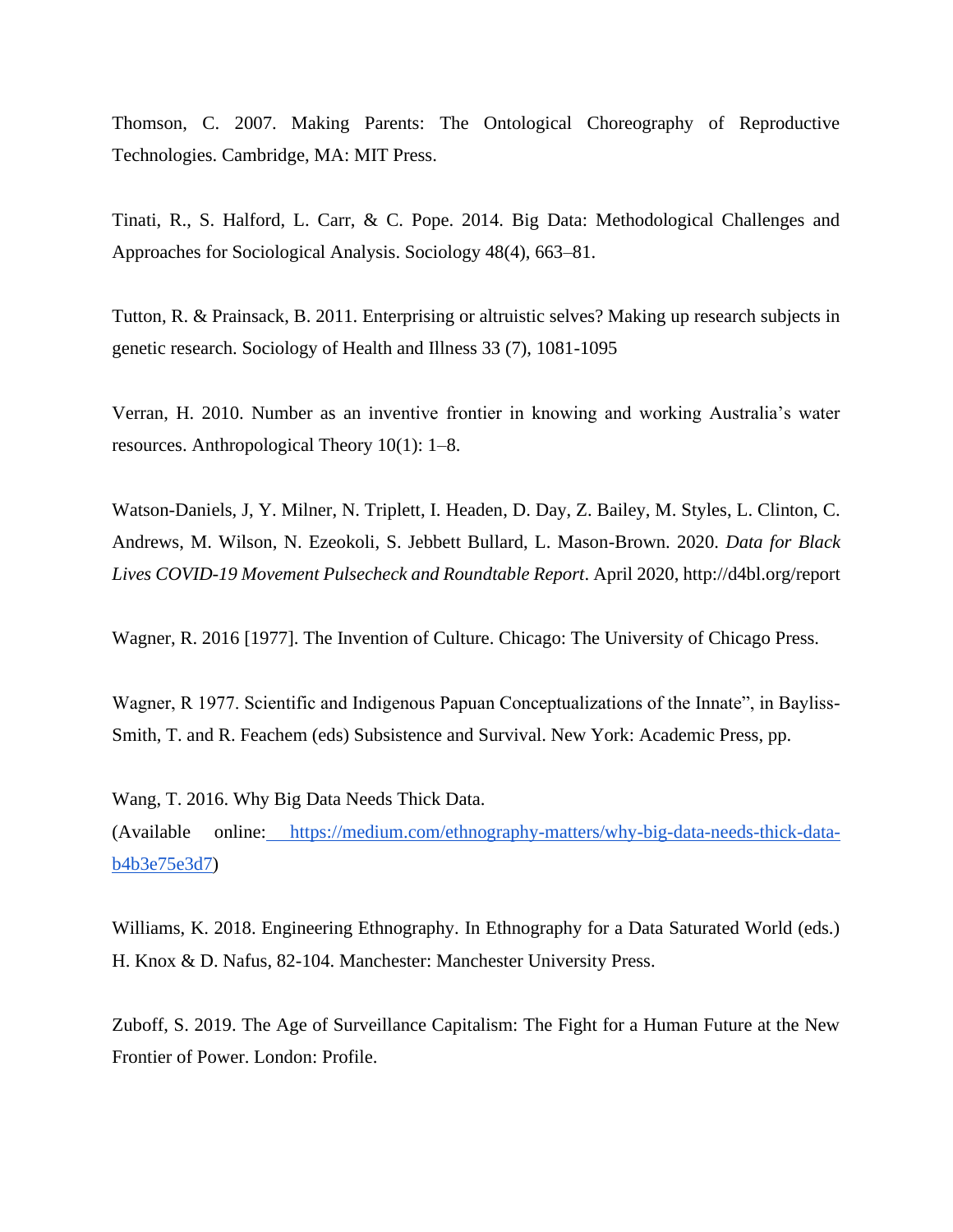Thomson, C. 2007. Making Parents: The Ontological Choreography of Reproductive Technologies. Cambridge, MA: MIT Press.

Tinati, R., S. Halford, L. Carr, & C. Pope. 2014. Big Data: Methodological Challenges and Approaches for Sociological Analysis. Sociology 48(4), 663–81.

Tutton, R. & Prainsack, B. 2011. Enterprising or altruistic selves? Making up research subjects in genetic research. Sociology of Health and Illness 33 (7), 1081-1095

Verran, H. 2010. Number as an inventive frontier in knowing and working Australia's water resources. Anthropological Theory 10(1): 1–8.

Watson-Daniels, J, Y. Milner, N. Triplett, I. Headen, D. Day, Z. Bailey, M. Styles, L. Clinton, C. Andrews, M. Wilson, N. Ezeokoli, S. Jebbett Bullard, L. Mason-Brown. 2020. *Data for Black Lives COVID-19 Movement Pulsecheck and Roundtable Report*. April 2020, http://d4bl.org/report

Wagner, R. 2016 [1977]. The Invention of Culture. Chicago: The University of Chicago Press.

Wagner, R 1977. Scientific and Indigenous Papuan Conceptualizations of the Innate", in Bayliss-Smith, T. and R. Feachem (eds) Subsistence and Survival. New York: Academic Press, pp.

Wang, T. 2016. Why Big Data Needs Thick Data. (Available online: [https://medium.com/ethnography-matters/why-big-data-needs-thick-data-b4b3e75e3d7](https://medium.com/ethnography-matters/why-big-data-needs-thick-data-b4b3e75e3d7))

Williams, K. 2018. Engineering Ethnography. In Ethnography for a Data Saturated World (eds.) H. Knox & D. Nafus, 82-104. Manchester: Manchester University Press.

Zuboff, S. 2019. The Age of Surveillance Capitalism: The Fight for a Human Future at the New Frontier of Power. London: Profile.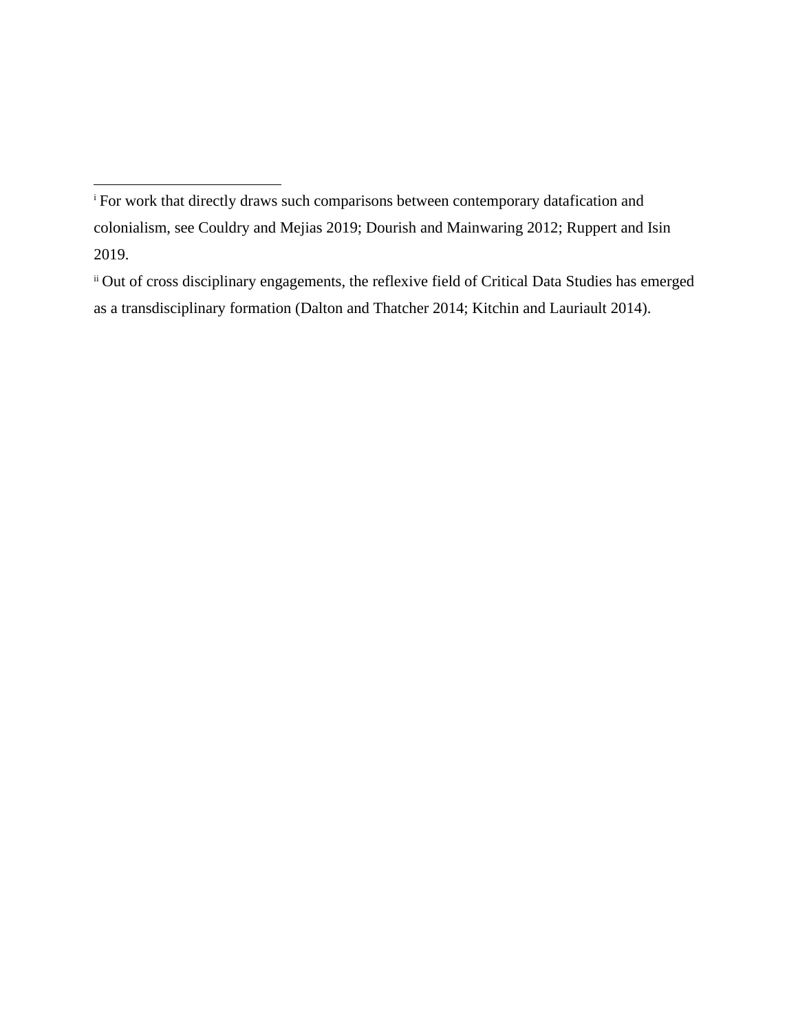[i] For work that directly draws such comparisons between contemporary datafication and colonialism, see Couldry and Mejias 2019; Dourish and Mainwaring 2012; Ruppert and Isin 2019.

[ii] Out of cross disciplinary engagements, the reflexive field of Critical Data Studies has emerged as a transdisciplinary formation (Dalton and Thatcher 2014; Kitchin and Lauriault 2014).